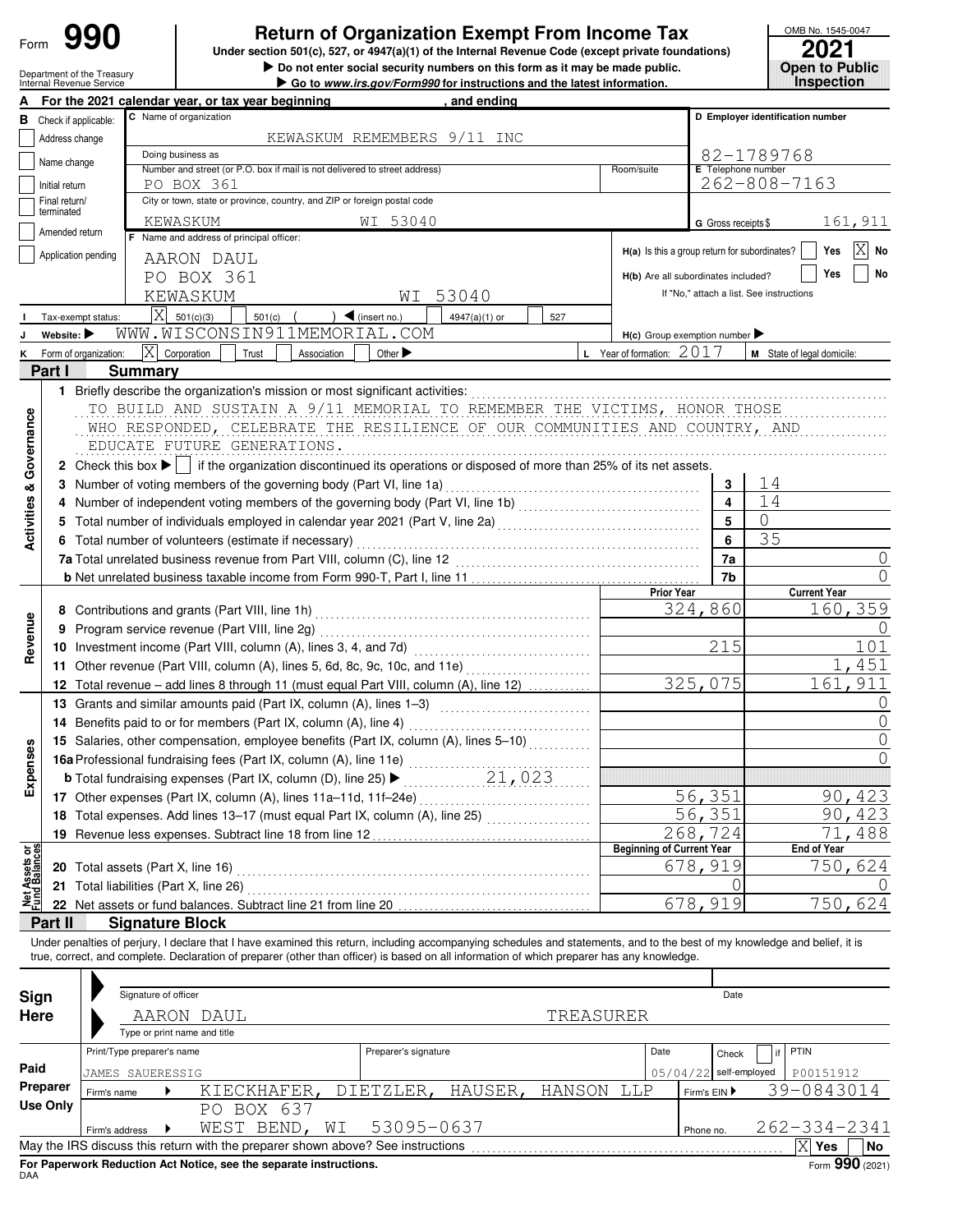Form **990**

# Return of Organization Exempt From Income Tax

**Under section 501(c), 527, or 4947(a)(1) of the Internal Revenue Code (except private foundations)**

▶ Do not enter social security numbers on this form as it may be made public.

▶ Go to www.irs.gov/Form990 for instructions and the latest information.

Department of the Treasury
Internal Revenue Service

OMB No. 1545-0047

**2021**

**Open to Public Inspection**

**A** For the 2021 calendar year, or tax year beginning , and ending

**B** Check if applicable:
- Address change
- Name change
- Initial return
- Final return/terminated
- Amended return
- Application pending

**C** Name of organization: KEWASKUM REMEMBERS 9/11 INC

Doing business as

Number and street (or P.O. box if mail is not delivered to street address): PO BOX 361 | Room/suite

City or town, state or province, country, and ZIP or foreign postal code: KEWASKUM WI 53040

**D** Employer identification number: 82-1789768

**E** Telephone number: 262-808-7163

**G** Gross receipts $ 161,911

**F** Name and address of principal officer:
AARON DAUL
PO BOX 361
KEWASKUM WI 53040

**H(a)** Is this a group return for subordinates? Yes [ ] No [X]

**H(b)** Are all subordinates included? Yes [ ] No [ ]
If "No," attach a list. See instructions

**I** Tax-exempt status: [X] 501(c)(3) [ ] 501(c) ( ) ◀ (insert no.) [ ] 4947(a)(1) or [ ] 527

**J** Website: ▶ WWW.WISCONSIN911MEMORIAL.COM

**H(c)** Group exemption number ▶

**K** Form of organization: [X] Corporation [ ] Trust [ ] Association [ ] Other ▶

**L** Year of formation: 2017

**M** State of legal domicile:

## Part I Summary

**Activities & Governance**

1 Briefly describe the organization's mission or most significant activities:
TO BUILD AND SUSTAIN A 9/11 MEMORIAL TO REMEMBER THE VICTIMS, HONOR THOSE WHO RESPONDED, CELEBRATE THE RESILIENCE OF OUR COMMUNITIES AND COUNTRY, AND EDUCATE FUTURE GENERATIONS.

2 Check this box ▶ [ ] if the organization discontinued its operations or disposed of more than 25% of its net assets.

| | | | |
|---|---|---|---|
| 3 | Number of voting members of the governing body (Part VI, line 1a) | 3 | 14 |
| 4 | Number of independent voting members of the governing body (Part VI, line 1b) | 4 | 14 |
| 5 | Total number of individuals employed in calendar year 2021 (Part V, line 2a) | 5 | 0 |
| 6 | Total number of volunteers (estimate if necessary) | 6 | 35 |
| 7a | Total unrelated business revenue from Part VIII, column (C), line 12 | 7a | 0 |
| b | Net unrelated business taxable income from Form 990-T, Part I, line 11 | 7b | 0 |

| | | Prior Year | Current Year |
|---|---|---|---|
| **Revenue** | | | |
| 8 | Contributions and grants (Part VIII, line 1h) | 324,860 | 160,359 |
| 9 | Program service revenue (Part VIII, line 2g) | | 0 |
| 10 | Investment income (Part VIII, column (A), lines 3, 4, and 7d) | 215 | 101 |
| 11 | Other revenue (Part VIII, column (A), lines 5, 6d, 8c, 9c, 10c, and 11e) | | 1,451 |
| 12 | Total revenue – add lines 8 through 11 (must equal Part VIII, column (A), line 12) | 325,075 | 161,911 |
| **Expenses** | | | |
| 13 | Grants and similar amounts paid (Part IX, column (A), lines 1–3) | | 0 |
| 14 | Benefits paid to or for members (Part IX, column (A), line 4) | | 0 |
| 15 | Salaries, other compensation, employee benefits (Part IX, column (A), lines 5–10) | | 0 |
| 16a | Professional fundraising fees (Part IX, column (A), line 11e) | | 0 |
| b | Total fundraising expenses (Part IX, column (D), line 25) ▶ 21,023 | | |
| 17 | Other expenses (Part IX, column (A), lines 11a–11d, 11f–24e) | 56,351 | 90,423 |
| 18 | Total expenses. Add lines 13–17 (must equal Part IX, column (A), line 25) | 56,351 | 90,423 |
| 19 | Revenue less expenses. Subtract line 18 from line 12 | 268,724 | 71,488 |

| **Net Assets or Fund Balances** | | Beginning of Current Year | End of Year |
|---|---|---|---|
| 20 | Total assets (Part X, line 16) | 678,919 | 750,624 |
| 21 | Total liabilities (Part X, line 26) | 0 | 0 |
| 22 | Net assets or fund balances. Subtract line 21 from line 20 | 678,919 | 750,624 |

## Part II Signature Block

Under penalties of perjury, I declare that I have examined this return, including accompanying schedules and statements, and to the best of my knowledge and belief, it is true, correct, and complete. Declaration of preparer (other than officer) is based on all information of which preparer has any knowledge.

**Sign Here**

Signature of officer | Date

AARON DAUL TREASURER
Type or print name and title

**Paid Preparer Use Only**

| Print/Type preparer's name | Preparer's signature | Date | Check [ ] if self-employed | PTIN |
|---|---|---|---|---|
| JAMES SAUERESSIG | | 05/04/22 | | P00151912 |

Firm's name ▶ KIECKHAFER, DIETZLER, HAUSER, HANSON LLP | Firm's EIN ▶ 39-0843014

Firm's address ▶ PO BOX 637, WEST BEND, WI 53095-0637 | Phone no. 262-334-2341

May the IRS discuss this return with the preparer shown above? See instructions [X] Yes [ ] No

**For Paperwork Reduction Act Notice, see the separate instructions.**

DAA

Form **990** (2021)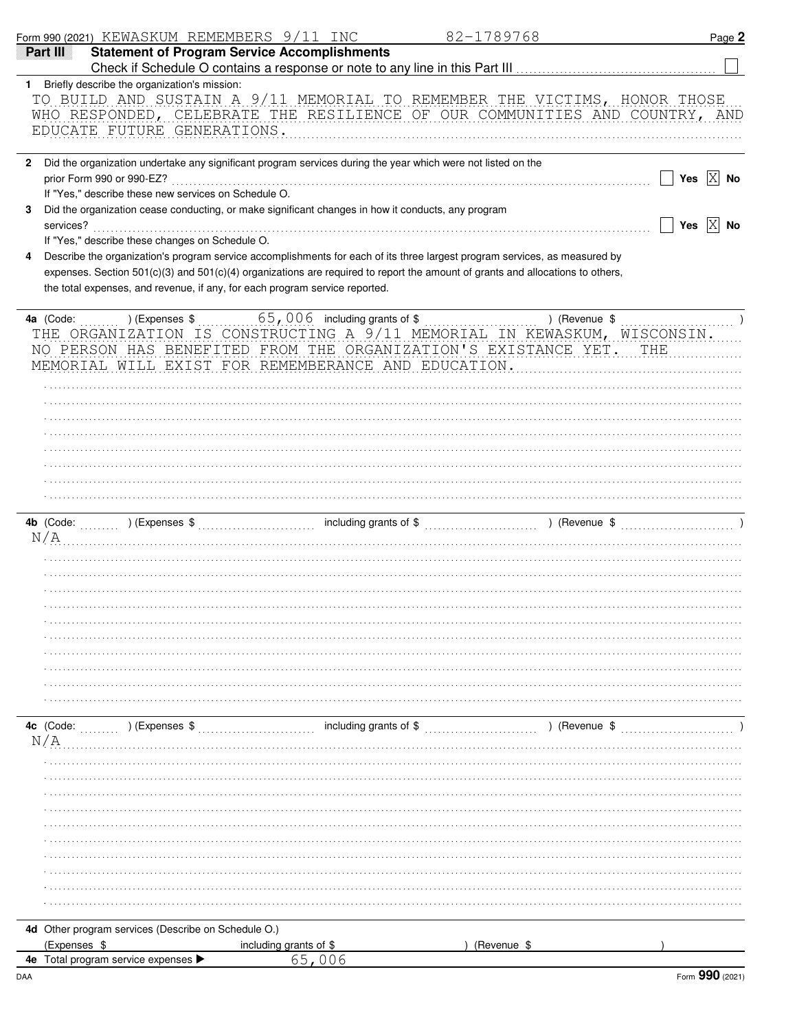Form 990 (2021) KEWASKUM REMEMBERS 9/11 INC 82-1789768 Page 2

**Part III Statement of Program Service Accomplishments**

Check if Schedule O contains a response or note to any line in this Part III ☐

**1** Briefly describe the organization's mission:

TO BUILD AND SUSTAIN A 9/11 MEMORIAL TO REMEMBER THE VICTIMS, HONOR THOSE WHO RESPONDED, CELEBRATE THE RESILIENCE OF OUR COMMUNITIES AND COUNTRY, AND EDUCATE FUTURE GENERATIONS.

**2** Did the organization undertake any significant program services during the year which were not listed on the prior Form 990 or 990-EZ? ☐ Yes ☒ No

If "Yes," describe these new services on Schedule O.

**3** Did the organization cease conducting, or make significant changes in how it conducts, any program services? ☐ Yes ☒ No

If "Yes," describe these changes on Schedule O.

**4** Describe the organization's program service accomplishments for each of its three largest program services, as measured by expenses. Section 501(c)(3) and 501(c)(4) organizations are required to report the amount of grants and allocations to others, the total expenses, and revenue, if any, for each program service reported.

**4a** (Code: ) (Expenses $ 65,006 including grants of $ ) (Revenue $ )

THE ORGANIZATION IS CONSTRUCTING A 9/11 MEMORIAL IN KEWASKUM, WISCONSIN. NO PERSON HAS BENEFITED FROM THE ORGANIZATION'S EXISTANCE YET. THE MEMORIAL WILL EXIST FOR REMEMBERANCE AND EDUCATION.

**4b** (Code: ) (Expenses $ including grants of $ ) (Revenue $ )

N/A

**4c** (Code: ) (Expenses $ including grants of $ ) (Revenue $ )

N/A

**4d** Other program services (Describe on Schedule O.)

(Expenses $ including grants of $ ) (Revenue $ )

**4e** Total program service expenses ▶ 65,006

DAA Form **990** (2021)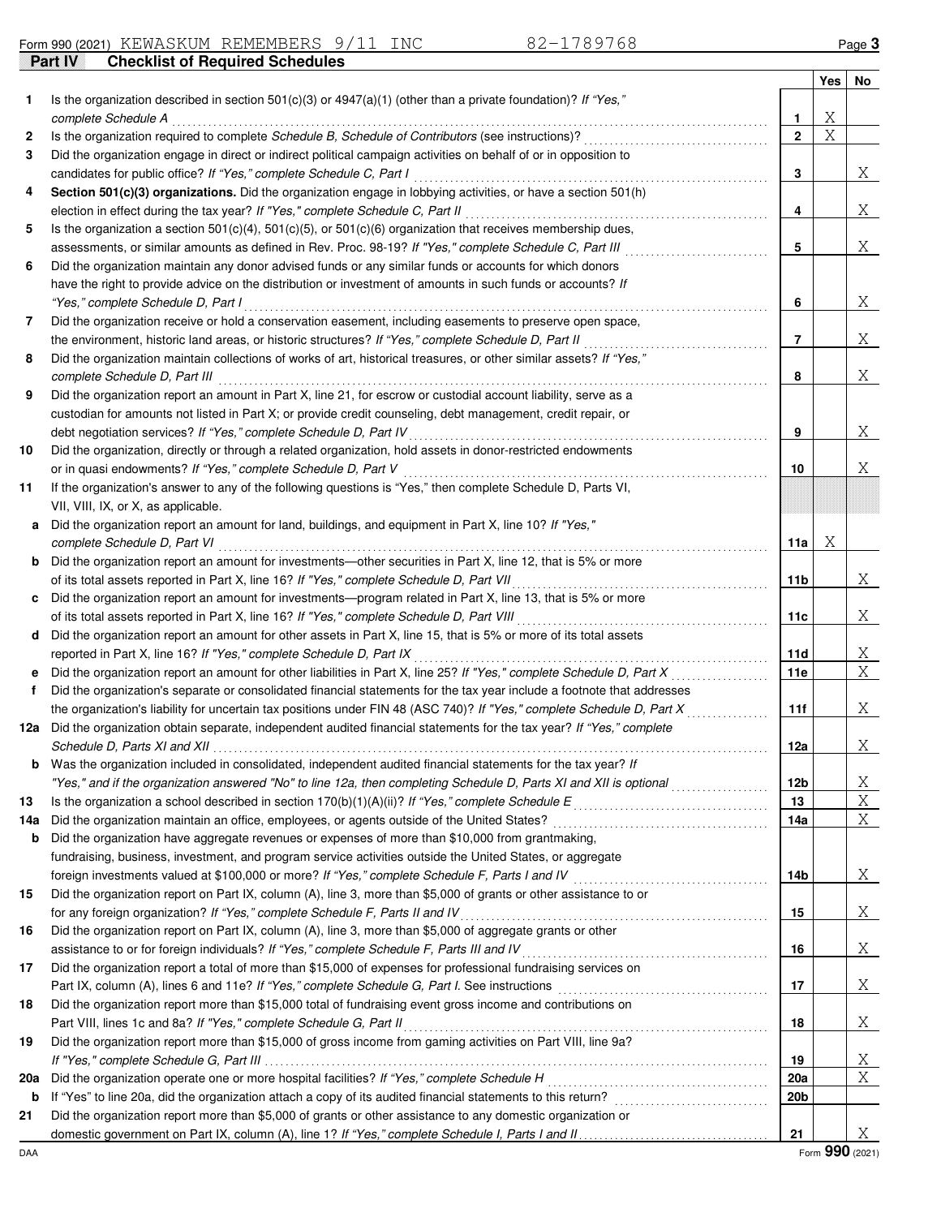Form 990 (2021) KEWASKUM REMEMBERS 9/11 INC 82-1789768

## Part IV Checklist of Required Schedules

| | | | Yes | No |
|---|---|---|---|---|
| 1 | Is the organization described in section 501(c)(3) or 4947(a)(1) (other than a private foundation)? *If "Yes," complete Schedule A* | 1 | X | |
| 2 | Is the organization required to complete *Schedule B, Schedule of Contributors* (see instructions)? | 2 | X | |
| 3 | Did the organization engage in direct or indirect political campaign activities on behalf of or in opposition to candidates for public office? *If "Yes," complete Schedule C, Part I* | 3 | | X |
| 4 | **Section 501(c)(3) organizations.** Did the organization engage in lobbying activities, or have a section 501(h) election in effect during the tax year? *If "Yes," complete Schedule C, Part II* | 4 | | X |
| 5 | Is the organization a section 501(c)(4), 501(c)(5), or 501(c)(6) organization that receives membership dues, assessments, or similar amounts as defined in Rev. Proc. 98-19? *If "Yes," complete Schedule C, Part III* | 5 | | X |
| 6 | Did the organization maintain any donor advised funds or any similar funds or accounts for which donors have the right to provide advice on the distribution or investment of amounts in such funds or accounts? *If "Yes," complete Schedule D, Part I* | 6 | | X |
| 7 | Did the organization receive or hold a conservation easement, including easements to preserve open space, the environment, historic land areas, or historic structures? *If "Yes," complete Schedule D, Part II* | 7 | | X |
| 8 | Did the organization maintain collections of works of art, historical treasures, or other similar assets? *If "Yes," complete Schedule D, Part III* | 8 | | X |
| 9 | Did the organization report an amount in Part X, line 21, for escrow or custodial account liability, serve as a custodian for amounts not listed in Part X; or provide credit counseling, debt management, credit repair, or debt negotiation services? *If "Yes," complete Schedule D, Part IV* | 9 | | X |
| 10 | Did the organization, directly or through a related organization, hold assets in donor-restricted endowments or in quasi endowments? *If "Yes," complete Schedule D, Part V* | 10 | | X |
| 11 | If the organization's answer to any of the following questions is "Yes," then complete Schedule D, Parts VI, VII, VIII, IX, or X, as applicable. | | | |
| a | Did the organization report an amount for land, buildings, and equipment in Part X, line 10? *If "Yes," complete Schedule D, Part VI* | 11a | X | |
| b | Did the organization report an amount for investments—other securities in Part X, line 12, that is 5% or more of its total assets reported in Part X, line 16? *If "Yes," complete Schedule D, Part VII* | 11b | | X |
| c | Did the organization report an amount for investments—program related in Part X, line 13, that is 5% or more of its total assets reported in Part X, line 16? *If "Yes," complete Schedule D, Part VIII* | 11c | | X |
| d | Did the organization report an amount for other assets in Part X, line 15, that is 5% or more of its total assets reported in Part X, line 16? *If "Yes," complete Schedule D, Part IX* | 11d | | X |
| e | Did the organization report an amount for other liabilities in Part X, line 25? *If "Yes," complete Schedule D, Part X* | 11e | | X |
| f | Did the organization's separate or consolidated financial statements for the tax year include a footnote that addresses the organization's liability for uncertain tax positions under FIN 48 (ASC 740)? *If "Yes," complete Schedule D, Part X* | 11f | | X |
| 12a | Did the organization obtain separate, independent audited financial statements for the tax year? *If "Yes," complete Schedule D, Parts XI and XII* | 12a | | X |
| b | Was the organization included in consolidated, independent audited financial statements for the tax year? *If "Yes," and if the organization answered "No" to line 12a, then completing Schedule D, Parts XI and XII is optional* | 12b | | X |
| 13 | Is the organization a school described in section 170(b)(1)(A)(ii)? *If "Yes," complete Schedule E* | 13 | | X |
| 14a | Did the organization maintain an office, employees, or agents outside of the United States? | 14a | | X |
| b | Did the organization have aggregate revenues or expenses of more than $10,000 from grantmaking, fundraising, business, investment, and program service activities outside the United States, or aggregate foreign investments valued at $100,000 or more? *If "Yes," complete Schedule F, Parts I and IV* | 14b | | X |
| 15 | Did the organization report on Part IX, column (A), line 3, more than $5,000 of grants or other assistance to or for any foreign organization? *If "Yes," complete Schedule F, Parts II and IV* | 15 | | X |
| 16 | Did the organization report on Part IX, column (A), line 3, more than $5,000 of aggregate grants or other assistance to or for foreign individuals? *If "Yes," complete Schedule F, Parts III and IV* | 16 | | X |
| 17 | Did the organization report a total of more than $15,000 of expenses for professional fundraising services on Part IX, column (A), lines 6 and 11e? *If "Yes," complete Schedule G, Part I.* See instructions | 17 | | X |
| 18 | Did the organization report more than $15,000 total of fundraising event gross income and contributions on Part VIII, lines 1c and 8a? *If "Yes," complete Schedule G, Part II* | 18 | | X |
| 19 | Did the organization report more than $15,000 of gross income from gaming activities on Part VIII, line 9a? *If "Yes," complete Schedule G, Part III* | 19 | | X |
| 20a | Did the organization operate one or more hospital facilities? *If "Yes," complete Schedule H* | 20a | | X |
| b | If "Yes" to line 20a, did the organization attach a copy of its audited financial statements to this return? | 20b | | |
| 21 | Did the organization report more than $5,000 of grants or other assistance to any domestic organization or domestic government on Part IX, column (A), line 1? *If "Yes," complete Schedule I, Parts I and II* | 21 | | X |

DAA Form **990** (2021)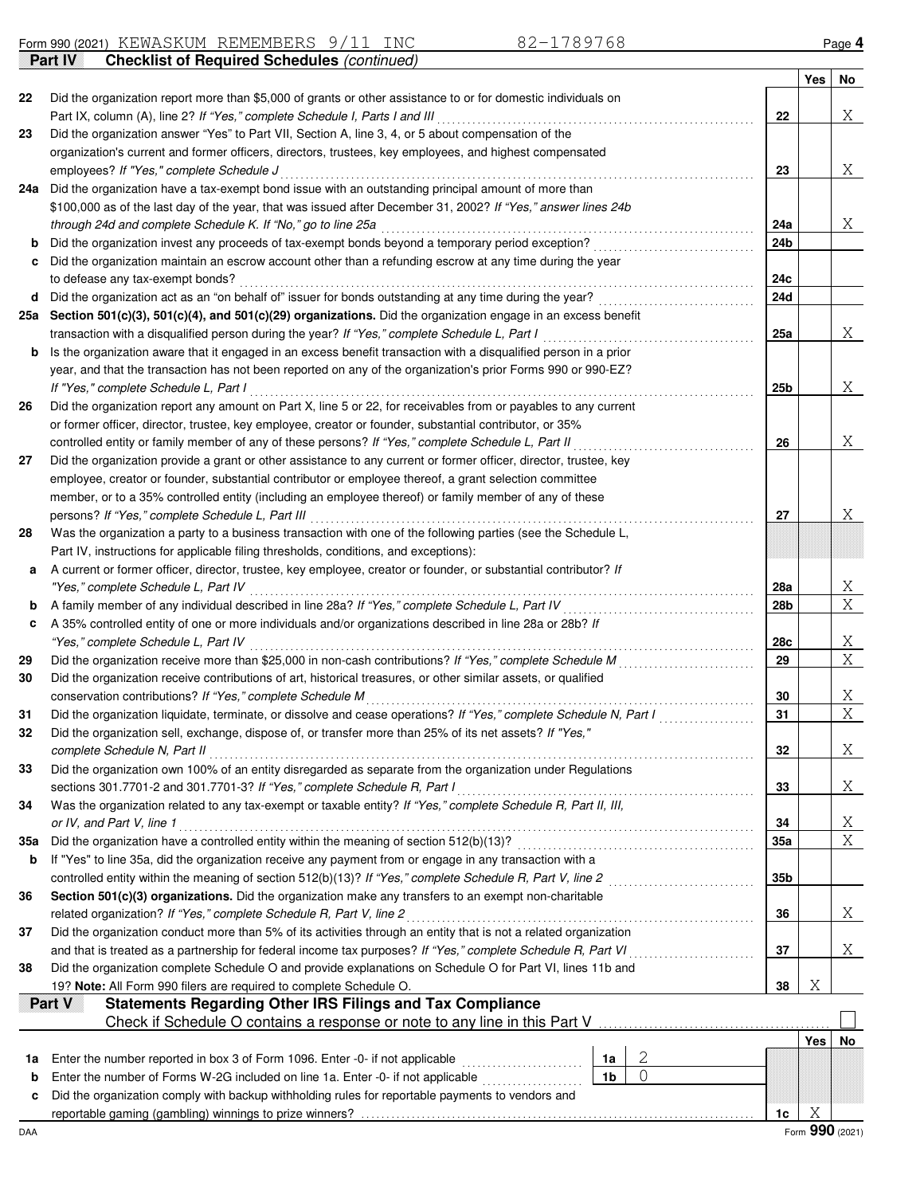Form 990 (2021) KEWASKUM REMEMBERS 9/11 INC 82-1789768

## Part IV — Checklist of Required Schedules *(continued)*

| | | | Yes | No |
|---|---|---|---|---|
| 22 | Did the organization report more than $5,000 of grants or other assistance to or for domestic individuals on Part IX, column (A), line 2? *If "Yes," complete Schedule I, Parts I and III* | 22 | | X |
| 23 | Did the organization answer "Yes" to Part VII, Section A, line 3, 4, or 5 about compensation of the organization's current and former officers, directors, trustees, key employees, and highest compensated employees? *If "Yes," complete Schedule J* | 23 | | X |
| 24a | Did the organization have a tax-exempt bond issue with an outstanding principal amount of more than $100,000 as of the last day of the year, that was issued after December 31, 2002? *If "Yes," answer lines 24b through 24d and complete Schedule K. If "No," go to line 25a* | 24a | | X |
| b | Did the organization invest any proceeds of tax-exempt bonds beyond a temporary period exception? | 24b | | |
| c | Did the organization maintain an escrow account other than a refunding escrow at any time during the year to defease any tax-exempt bonds? | 24c | | |
| d | Did the organization act as an "on behalf of" issuer for bonds outstanding at any time during the year? | 24d | | |
| 25a | **Section 501(c)(3), 501(c)(4), and 501(c)(29) organizations.** Did the organization engage in an excess benefit transaction with a disqualified person during the year? *If "Yes," complete Schedule L, Part I* | 25a | | X |
| b | Is the organization aware that it engaged in an excess benefit transaction with a disqualified person in a prior year, and that the transaction has not been reported on any of the organization's prior Forms 990 or 990-EZ? *If "Yes," complete Schedule L, Part I* | 25b | | X |
| 26 | Did the organization report any amount on Part X, line 5 or 22, for receivables from or payables to any current or former officer, director, trustee, key employee, creator or founder, substantial contributor, or 35% controlled entity or family member of any of these persons? *If "Yes," complete Schedule L, Part II* | 26 | | X |
| 27 | Did the organization provide a grant or other assistance to any current or former officer, director, trustee, key employee, creator or founder, substantial contributor or employee thereof, a grant selection committee member, or to a 35% controlled entity (including an employee thereof) or family member of any of these persons? *If "Yes," complete Schedule L, Part III* | 27 | | X |
| 28 | Was the organization a party to a business transaction with one of the following parties (see the Schedule L, Part IV, instructions for applicable filing thresholds, conditions, and exceptions): | | | |
| a | A current or former officer, director, trustee, key employee, creator or founder, or substantial contributor? *If "Yes," complete Schedule L, Part IV* | 28a | | X |
| b | A family member of any individual described in line 28a? *If "Yes," complete Schedule L, Part IV* | 28b | | X |
| c | A 35% controlled entity of one or more individuals and/or organizations described in line 28a or 28b? *If "Yes," complete Schedule L, Part IV* | 28c | | X |
| 29 | Did the organization receive more than $25,000 in non-cash contributions? *If "Yes," complete Schedule M* | 29 | | X |
| 30 | Did the organization receive contributions of art, historical treasures, or other similar assets, or qualified conservation contributions? *If "Yes," complete Schedule M* | 30 | | X |
| 31 | Did the organization liquidate, terminate, or dissolve and cease operations? *If "Yes," complete Schedule N, Part I* | 31 | | X |
| 32 | Did the organization sell, exchange, dispose of, or transfer more than 25% of its net assets? *If "Yes," complete Schedule N, Part II* | 32 | | X |
| 33 | Did the organization own 100% of an entity disregarded as separate from the organization under Regulations sections 301.7701-2 and 301.7701-3? *If "Yes," complete Schedule R, Part I* | 33 | | X |
| 34 | Was the organization related to any tax-exempt or taxable entity? *If "Yes," complete Schedule R, Part II, III, or IV, and Part V, line 1* | 34 | | X |
| 35a | Did the organization have a controlled entity within the meaning of section 512(b)(13)? | 35a | | X |
| b | If "Yes" to line 35a, did the organization receive any payment from or engage in any transaction with a controlled entity within the meaning of section 512(b)(13)? *If "Yes," complete Schedule R, Part V, line 2* | 35b | | |
| 36 | **Section 501(c)(3) organizations.** Did the organization make any transfers to an exempt non-charitable related organization? *If "Yes," complete Schedule R, Part V, line 2* | 36 | | X |
| 37 | Did the organization conduct more than 5% of its activities through an entity that is not a related organization and that is treated as a partnership for federal income tax purposes? *If "Yes," complete Schedule R, Part VI* | 37 | | X |
| 38 | Did the organization complete Schedule O and provide explanations on Schedule O for Part VI, lines 11b and 19? **Note:** All Form 990 filers are required to complete Schedule O. | 38 | X | |

## Part V — Statements Regarding Other IRS Filings and Tax Compliance

Check if Schedule O contains a response or note to any line in this Part V ☐

| | | | | | Yes | No |
|---|---|---|---|---|---|---|
| 1a | Enter the number reported in box 3 of Form 1096. Enter -0- if not applicable | 1a | 2 | | | |
| b | Enter the number of Forms W-2G included on line 1a. Enter -0- if not applicable | 1b | 0 | | | |
| c | Did the organization comply with backup withholding rules for reportable payments to vendors and reportable gaming (gambling) winnings to prize winners? | | | 1c | X | |

DAA Form **990** (2021)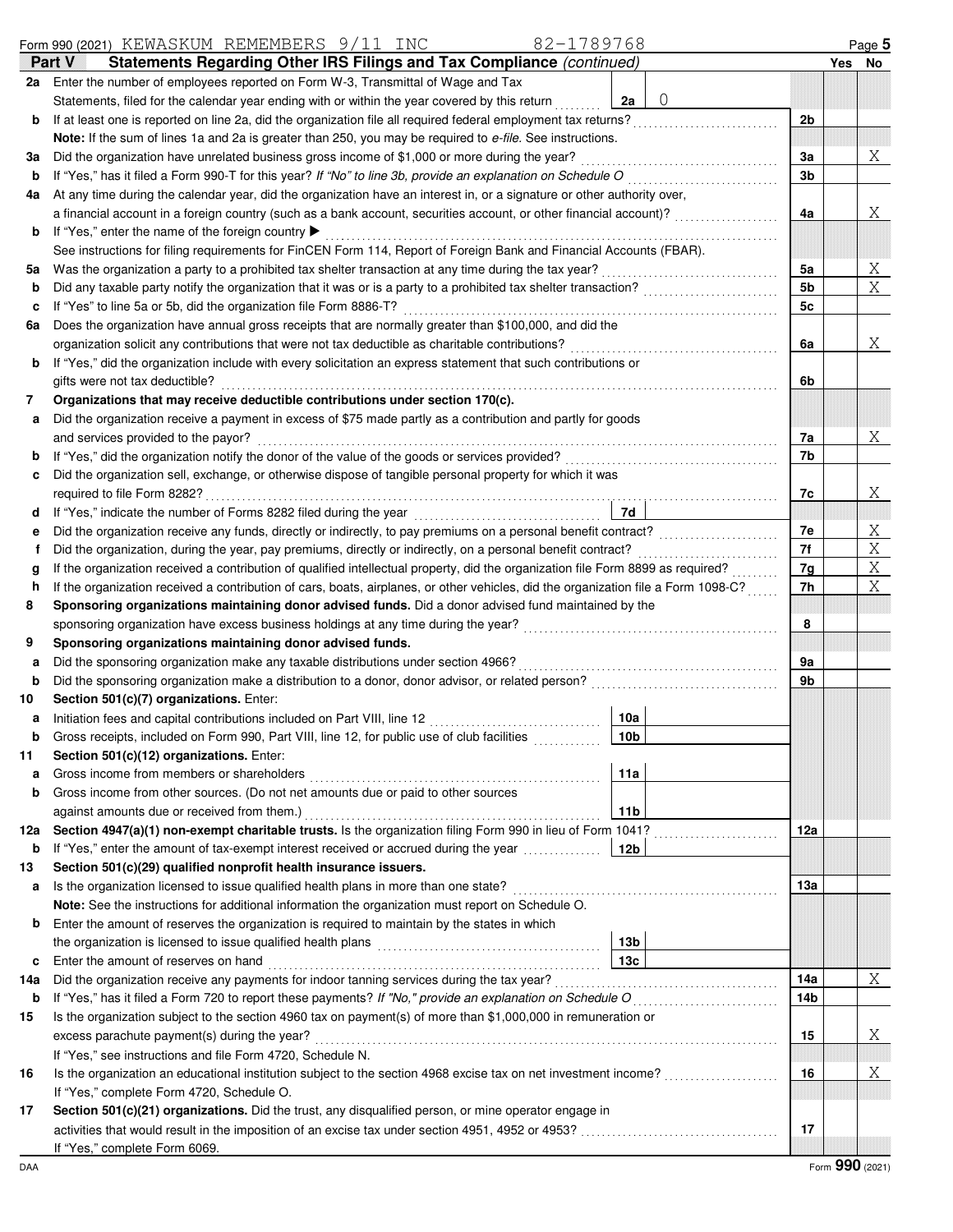Form 990 (2021) KEWASKUM REMEMBERS 9/11 INC 82-1789768

## Part V Statements Regarding Other IRS Filings and Tax Compliance *(continued)*

| | | | | | Yes | No |
|---|---|---|---|---|---|---|
| **2a** | Enter the number of employees reported on Form W-3, Transmittal of Wage and Tax Statements, filed for the calendar year ending with or within the year covered by this return | 2a | 0 | | | |
| **b** | If at least one is reported on line 2a, did the organization file all required federal employment tax returns? | | | 2b | | |
| | **Note:** If the sum of lines 1a and 2a is greater than 250, you may be required to *e-file*. See instructions. | | | | | |
| **3a** | Did the organization have unrelated business gross income of $1,000 or more during the year? | | | 3a | | X |
| **b** | If "Yes," has it filed a Form 990-T for this year? *If "No" to line 3b, provide an explanation on Schedule O* | | | 3b | | |
| **4a** | At any time during the calendar year, did the organization have an interest in, or a signature or other authority over, a financial account in a foreign country (such as a bank account, securities account, or other financial account)? | | | 4a | | X |
| **b** | If "Yes," enter the name of the foreign country ▶ | | | | | |
| | See instructions for filing requirements for FinCEN Form 114, Report of Foreign Bank and Financial Accounts (FBAR). | | | | | |
| **5a** | Was the organization a party to a prohibited tax shelter transaction at any time during the tax year? | | | 5a | | X |
| **b** | Did any taxable party notify the organization that it was or is a party to a prohibited tax shelter transaction? | | | 5b | | X |
| **c** | If "Yes" to line 5a or 5b, did the organization file Form 8886-T? | | | 5c | | |
| **6a** | Does the organization have annual gross receipts that are normally greater than $100,000, and did the organization solicit any contributions that were not tax deductible as charitable contributions? | | | 6a | | X |
| **b** | If "Yes," did the organization include with every solicitation an express statement that such contributions or gifts were not tax deductible? | | | 6b | | |
| **7** | **Organizations that may receive deductible contributions under section 170(c).** | | | | | |
| **a** | Did the organization receive a payment in excess of $75 made partly as a contribution and partly for goods and services provided to the payor? | | | 7a | | X |
| **b** | If "Yes," did the organization notify the donor of the value of the goods or services provided? | | | 7b | | |
| **c** | Did the organization sell, exchange, or otherwise dispose of tangible personal property for which it was required to file Form 8282? | | | 7c | | X |
| **d** | If "Yes," indicate the number of Forms 8282 filed during the year | 7d | | | | |
| **e** | Did the organization receive any funds, directly or indirectly, to pay premiums on a personal benefit contract? | | | 7e | | X |
| **f** | Did the organization, during the year, pay premiums, directly or indirectly, on a personal benefit contract? | | | 7f | | X |
| **g** | If the organization received a contribution of qualified intellectual property, did the organization file Form 8899 as required? | | | 7g | | X |
| **h** | If the organization received a contribution of cars, boats, airplanes, or other vehicles, did the organization file a Form 1098-C? | | | 7h | | X |
| **8** | **Sponsoring organizations maintaining donor advised funds.** Did a donor advised fund maintained by the sponsoring organization have excess business holdings at any time during the year? | | | 8 | | |
| **9** | **Sponsoring organizations maintaining donor advised funds.** | | | | | |
| **a** | Did the sponsoring organization make any taxable distributions under section 4966? | | | 9a | | |
| **b** | Did the sponsoring organization make a distribution to a donor, donor advisor, or related person? | | | 9b | | |
| **10** | **Section 501(c)(7) organizations.** Enter: | | | | | |
| **a** | Initiation fees and capital contributions included on Part VIII, line 12 | 10a | | | | |
| **b** | Gross receipts, included on Form 990, Part VIII, line 12, for public use of club facilities | 10b | | | | |
| **11** | **Section 501(c)(12) organizations.** Enter: | | | | | |
| **a** | Gross income from members or shareholders | 11a | | | | |
| **b** | Gross income from other sources. (Do not net amounts due or paid to other sources against amounts due or received from them.) | 11b | | | | |
| **12a** | **Section 4947(a)(1) non-exempt charitable trusts.** Is the organization filing Form 990 in lieu of Form 1041? | | | 12a | | |
| **b** | If "Yes," enter the amount of tax-exempt interest received or accrued during the year | 12b | | | | |
| **13** | **Section 501(c)(29) qualified nonprofit health insurance issuers.** | | | | | |
| **a** | Is the organization licensed to issue qualified health plans in more than one state? | | | 13a | | |
| | **Note:** See the instructions for additional information the organization must report on Schedule O. | | | | | |
| **b** | Enter the amount of reserves the organization is required to maintain by the states in which the organization is licensed to issue qualified health plans | 13b | | | | |
| **c** | Enter the amount of reserves on hand | 13c | | | | |
| **14a** | Did the organization receive any payments for indoor tanning services during the tax year? | | | 14a | | X |
| **b** | If "Yes," has it filed a Form 720 to report these payments? *If "No," provide an explanation on Schedule O* | | | 14b | | |
| **15** | Is the organization subject to the section 4960 tax on payment(s) of more than $1,000,000 in remuneration or excess parachute payment(s) during the year? | | | 15 | | X |
| | If "Yes," see instructions and file Form 4720, Schedule N. | | | | | |
| **16** | Is the organization an educational institution subject to the section 4968 excise tax on net investment income? | | | 16 | | X |
| | If "Yes," complete Form 4720, Schedule O. | | | | | |
| **17** | **Section 501(c)(21) organizations.** Did the trust, any disqualified person, or mine operator engage in activities that would result in the imposition of an excise tax under section 4951, 4952 or 4953? | | | 17 | | |
| | If "Yes," complete Form 6069. | | | | | |

DAA Form **990** (2021)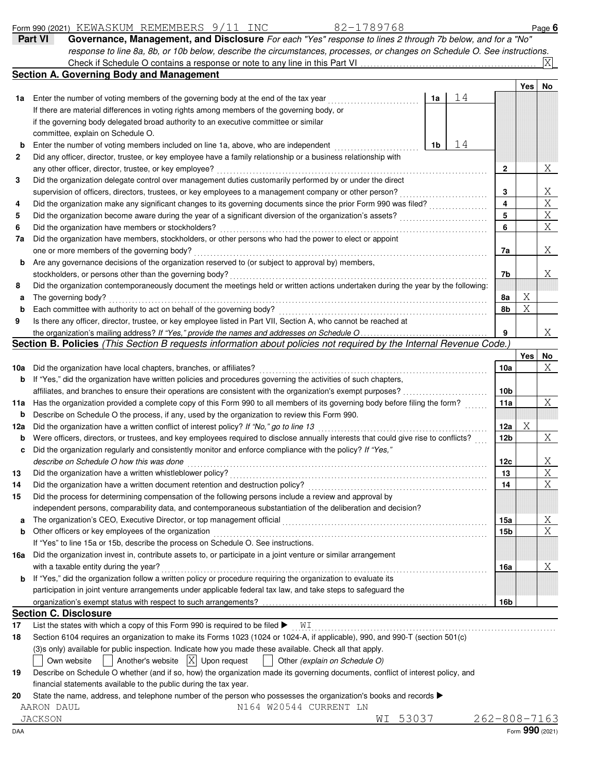Form 990 (2021) KEWASKUM REMEMBERS 9/11 INC 82-1789768 Page **6**

## Part VI Governance, Management, and Disclosure

*For each "Yes" response to lines 2 through 7b below, and for a "No" response to line 8a, 8b, or 10b below, describe the circumstances, processes, or changes on Schedule O. See instructions.*

Check if Schedule O contains a response or note to any line in this Part VI .................... [X]

### Section A. Governing Body and Management

| | | | | Yes | No |
|---|---|---|---|---|---|
| **1a** | Enter the number of voting members of the governing body at the end of the tax year ... **1a** 14 <br> If there are material differences in voting rights among members of the governing body, or if the governing body delegated broad authority to an executive committee or similar committee, explain on Schedule O. | | | | |
| **b** | Enter the number of voting members included on line 1a, above, who are independent ... **1b** 14 | | | | |
| **2** | Did any officer, director, trustee, or key employee have a family relationship or a business relationship with any other officer, director, trustee, or key employee? | | **2** | | X |
| **3** | Did the organization delegate control over management duties customarily performed by or under the direct supervision of officers, directors, trustees, or key employees to a management company or other person? | | **3** | | X |
| **4** | Did the organization make any significant changes to its governing documents since the prior Form 990 was filed? | | **4** | | X |
| **5** | Did the organization become aware during the year of a significant diversion of the organization's assets? | | **5** | | X |
| **6** | Did the organization have members or stockholders? | | **6** | | X |
| **7a** | Did the organization have members, stockholders, or other persons who had the power to elect or appoint one or more members of the governing body? | | **7a** | | X |
| **b** | Are any governance decisions of the organization reserved to (or subject to approval by) members, stockholders, or persons other than the governing body? | | **7b** | | X |
| **8** | Did the organization contemporaneously document the meetings held or written actions undertaken during the year by the following: | | | | |
| **a** | The governing body? | | **8a** | X | |
| **b** | Each committee with authority to act on behalf of the governing body? | | **8b** | X | |
| **9** | Is there any officer, director, trustee, or key employee listed in Part VII, Section A, who cannot be reached at the organization's mailing address? *If "Yes," provide the names and addresses on Schedule O* | | **9** | | X |

### Section B. Policies *(This Section B requests information about policies not required by the Internal Revenue Code.)*

| | | | Yes | No |
|---|---|---|---|---|
| **10a** | Did the organization have local chapters, branches, or affiliates? | **10a** | | X |
| **b** | If "Yes," did the organization have written policies and procedures governing the activities of such chapters, affiliates, and branches to ensure their operations are consistent with the organization's exempt purposes? | **10b** | | |
| **11a** | Has the organization provided a complete copy of this Form 990 to all members of its governing body before filing the form? | **11a** | | X |
| **b** | Describe on Schedule O the process, if any, used by the organization to review this Form 990. | | | |
| **12a** | Did the organization have a written conflict of interest policy? *If "No," go to line 13* | **12a** | X | |
| **b** | Were officers, directors, or trustees, and key employees required to disclose annually interests that could give rise to conflicts? | **12b** | | X |
| **c** | Did the organization regularly and consistently monitor and enforce compliance with the policy? *If "Yes," describe on Schedule O how this was done* | **12c** | | X |
| **13** | Did the organization have a written whistleblower policy? | **13** | | X |
| **14** | Did the organization have a written document retention and destruction policy? | **14** | | X |
| **15** | Did the process for determining compensation of the following persons include a review and approval by independent persons, comparability data, and contemporaneous substantiation of the deliberation and decision? | | | |
| **a** | The organization's CEO, Executive Director, or top management official | **15a** | | X |
| **b** | Other officers or key employees of the organization | **15b** | | X |
| | If "Yes" to line 15a or 15b, describe the process on Schedule O. See instructions. | | | |
| **16a** | Did the organization invest in, contribute assets to, or participate in a joint venture or similar arrangement with a taxable entity during the year? | **16a** | | X |
| **b** | If "Yes," did the organization follow a written policy or procedure requiring the organization to evaluate its participation in joint venture arrangements under applicable federal tax law, and take steps to safeguard the organization's exempt status with respect to such arrangements? | **16b** | | |

### Section C. Disclosure

**17** List the states with which a copy of this Form 990 is required to be filed ▶ WI

**18** Section 6104 requires an organization to make its Forms 1023 (1024 or 1024-A, if applicable), 990, and 990-T (section 501(c)(3)s only) available for public inspection. Indicate how you made these available. Check all that apply.

[ ] Own website [ ] Another's website [X] Upon request [ ] Other *(explain on Schedule O)*

**19** Describe on Schedule O whether (and if so, how) the organization made its governing documents, conflict of interest policy, and financial statements available to the public during the tax year.

**20** State the name, address, and telephone number of the person who possesses the organization's books and records ▶

AARON DAUL
N164 W20544 CURRENT LN
JACKSON WI 53037 262-808-7163

DAA Form **990** (2021)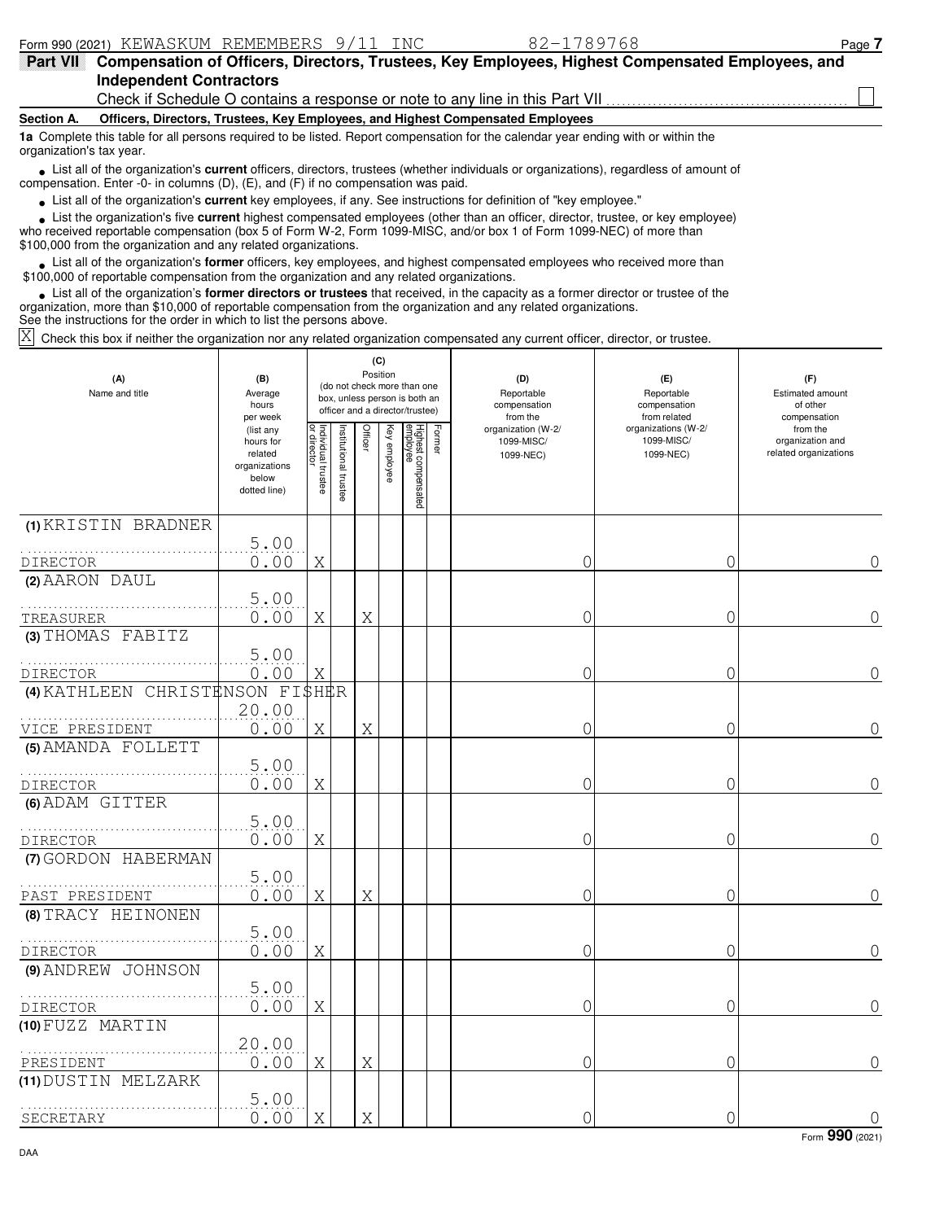Form 990 (2021) KEWASKUM REMEMBERS 9/11 INC 82-1789768

## Part VII Compensation of Officers, Directors, Trustees, Key Employees, Highest Compensated Employees, and Independent Contractors

Check if Schedule O contains a response or note to any line in this Part VII ☐

**Section A. Officers, Directors, Trustees, Key Employees, and Highest Compensated Employees**

**1a** Complete this table for all persons required to be listed. Report compensation for the calendar year ending with or within the organization's tax year.

- List all of the organization's **current** officers, directors, trustees (whether individuals or organizations), regardless of amount of compensation. Enter -0- in columns (D), (E), and (F) if no compensation was paid.
- List all of the organization's **current** key employees, if any. See instructions for definition of "key employee."
- List the organization's five **current** highest compensated employees (other than an officer, director, trustee, or key employee) who received reportable compensation (box 5 of Form W-2, Form 1099-MISC, and/or box 1 of Form 1099-NEC) of more than $100,000 from the organization and any related organizations.
- List all of the organization's **former** officers, key employees, and highest compensated employees who received more than $100,000 of reportable compensation from the organization and any related organizations.
- List all of the organization's **former directors or trustees** that received, in the capacity as a former director or trustee of the organization, more than $10,000 of reportable compensation from the organization and any related organizations.

See the instructions for the order in which to list the persons above.

☒ Check this box if neither the organization nor any related organization compensated any current officer, director, or trustee.

| (A) Name and title | (B) Average hours per week (list any hours for related organizations below dotted line) | (C) Position (do not check more than one box, unless person is both an officer and a director/trustee) | | | | | | (D) Reportable compensation from the organization (W-2/ 1099-MISC/ 1099-NEC) | (E) Reportable compensation from related organizations (W-2/ 1099-MISC/ 1099-NEC) | (F) Estimated amount of other compensation from the organization and related organizations |
|---|---|---|---|---|---|---|---|---|---|---|
| | | Individual trustee or director | Institutional trustee | Officer | Key employee | Highest compensated employee | Former | | | |
| (1) KRISTIN BRADNER<br>DIRECTOR | 5.00<br>0.00 | X | | | | | | 0 | 0 | 0 |
| (2) AARON DAUL<br>TREASURER | 5.00<br>0.00 | X | | X | | | | 0 | 0 | 0 |
| (3) THOMAS FABITZ<br>DIRECTOR | 5.00<br>0.00 | X | | | | | | 0 | 0 | 0 |
| (4) KATHLEEN CHRISTENSON FISHER<br>VICE PRESIDENT | 20.00<br>0.00 | X | | X | | | | 0 | 0 | 0 |
| (5) AMANDA FOLLETT<br>DIRECTOR | 5.00<br>0.00 | X | | | | | | 0 | 0 | 0 |
| (6) ADAM GITTER<br>DIRECTOR | 5.00<br>0.00 | X | | | | | | 0 | 0 | 0 |
| (7) GORDON HABERMAN<br>PAST PRESIDENT | 5.00<br>0.00 | X | | X | | | | 0 | 0 | 0 |
| (8) TRACY HEINONEN<br>DIRECTOR | 5.00<br>0.00 | X | | | | | | 0 | 0 | 0 |
| (9) ANDREW JOHNSON<br>DIRECTOR | 5.00<br>0.00 | X | | | | | | 0 | 0 | 0 |
| (10) FUZZ MARTIN<br>PRESIDENT | 20.00<br>0.00 | X | | X | | | | 0 | 0 | 0 |
| (11) DUSTIN MELZARK<br>SECRETARY | 5.00<br>0.00 | X | | X | | | | 0 | 0 | 0 |

Form **990** (2021)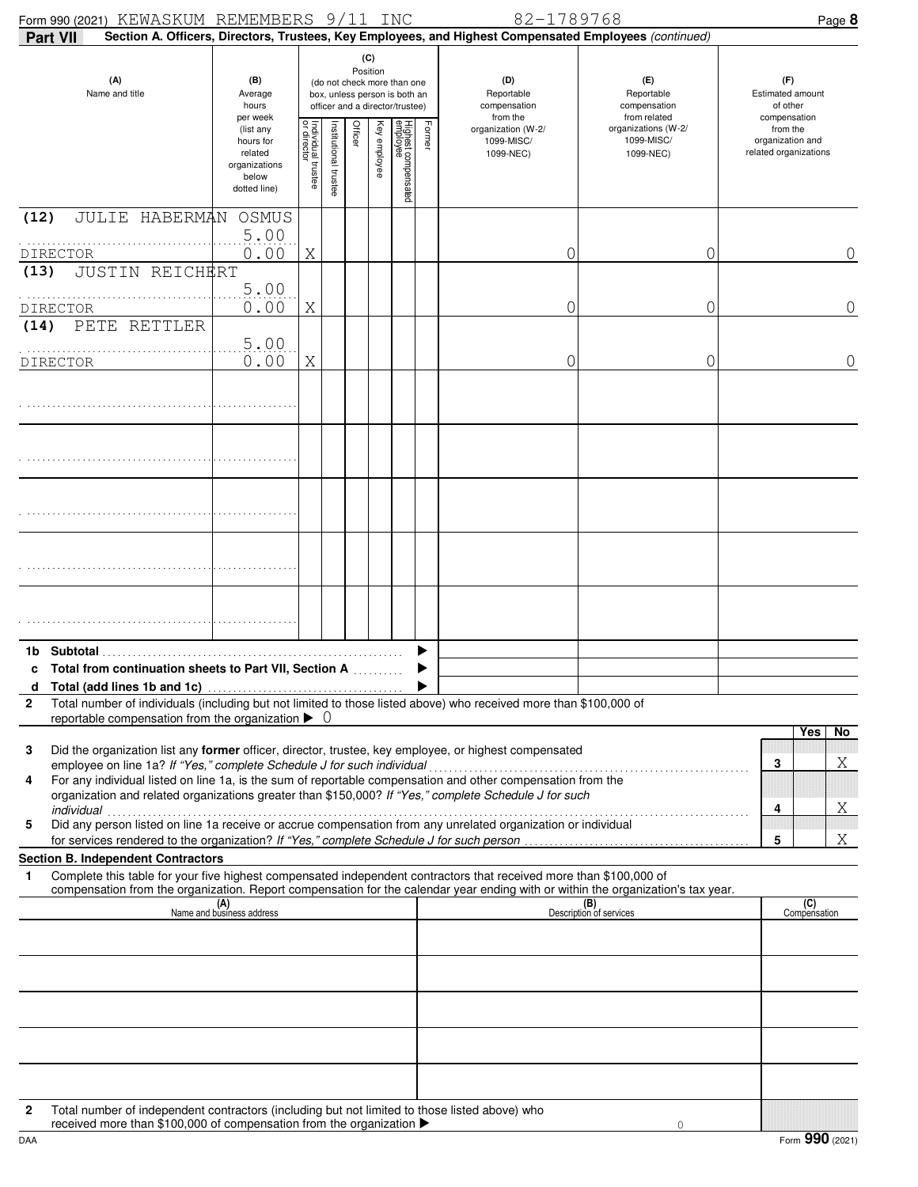Form 990 (2021) KEWASKUM REMEMBERS 9/11 INC 82-1789768

**Part VII** **Section A. Officers, Directors, Trustees, Key Employees, and Highest Compensated Employees** *(continued)*

| (A) Name and title | (B) Average hours per week (list any hours for related organizations below dotted line) | (C) Position: Individual trustee or director | Institutional trustee | Officer | Key employee | Highest compensated employee | Former | (D) Reportable compensation from the organization (W-2/ 1099-MISC/ 1099-NEC) | (E) Reportable compensation from related organizations (W-2/ 1099-MISC/ 1099-NEC) | (F) Estimated amount of other compensation from the organization and related organizations |
|---|---|---|---|---|---|---|---|---|---|---|
| (12) JULIE HABERMAN OSMUS<br>DIRECTOR | 5.00<br>0.00 | X | | | | | | 0 | 0 | 0 |
| (13) JUSTIN REICHERT<br>DIRECTOR | 5.00<br>0.00 | X | | | | | | 0 | 0 | 0 |
| (14) PETE RETTLER<br>DIRECTOR | 5.00<br>0.00 | X | | | | | | 0 | 0 | 0 |
| | | | | | | | | | | |
| | | | | | | | | | | |
| | | | | | | | | | | |
| | | | | | | | | | | |
| | | | | | | | | | | |
| **1b Subtotal** | | | | | | | | | | |
| **c Total from continuation sheets to Part VII, Section A** | | | | | | | | | | |
| **d Total (add lines 1b and 1c)** | | | | | | | | | | |

**2** Total number of individuals (including but not limited to those listed above) who received more than $100,000 of reportable compensation from the organization ▶ 0

| | | Yes | No |
|---|---|---|---|
| **3** Did the organization list any **former** officer, director, trustee, key employee, or highest compensated employee on line 1a? *If "Yes," complete Schedule J for such individual* | 3 | | X |
| **4** For any individual listed on line 1a, is the sum of reportable compensation and other compensation from the organization and related organizations greater than $150,000? *If "Yes," complete Schedule J for such individual* | 4 | | X |
| **5** Did any person listed on line 1a receive or accrue compensation from any unrelated organization or individual for services rendered to the organization? *If "Yes," complete Schedule J for such person* | 5 | | X |

**Section B. Independent Contractors**

**1** Complete this table for your five highest compensated independent contractors that received more than $100,000 of compensation from the organization. Report compensation for the calendar year ending with or within the organization's tax year.

| (A) Name and business address | (B) Description of services | (C) Compensation |
|---|---|---|
| | | |
| | | |
| | | |
| | | |
| | | |

**2** Total number of independent contractors (including but not limited to those listed above) who received more than $100,000 of compensation from the organization ▶ 0

DAA Form **990** (2021)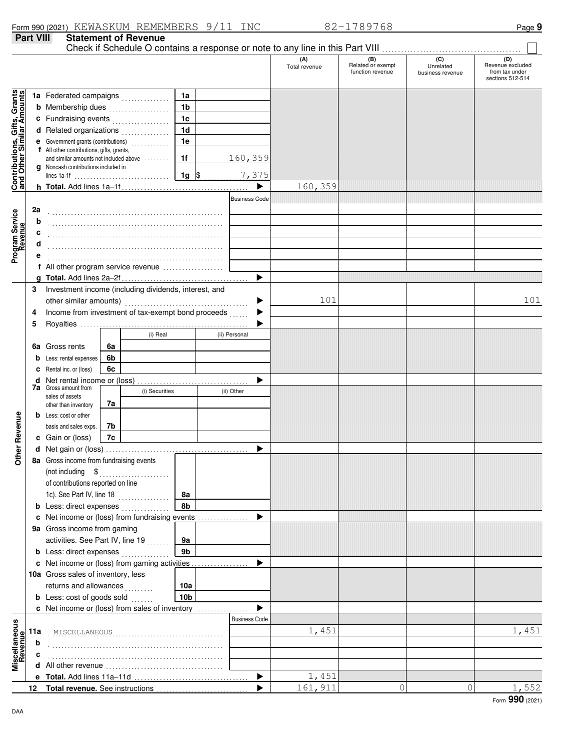Form 990 (2021) KEWASKUM REMEMBERS 9/11 INC 82-1789768

## Part VIII Statement of Revenue

Check if Schedule O contains a response or note to any line in this Part VIII ☐

| | | | (A) Total revenue | (B) Related or exempt function revenue | (C) Unrelated business revenue | (D) Revenue excluded from tax under sections 512-514 |
|---|---|---|---|---|---|---|
| **Contributions, Gifts, Grants and Other Similar Amounts** | 1a Federated campaigns | 1a | | | | |
| | b Membership dues | 1b | | | | |
| | c Fundraising events | 1c | | | | |
| | d Related organizations | 1d | | | | |
| | e Government grants (contributions) | 1e | | | | |
| | f All other contributions, gifts, grants, and similar amounts not included above | 1f 160,359 | | | | |
| | g Noncash contributions included in lines 1a-1f | 1g $ 7,375 | | | | |
| | h **Total.** Add lines 1a–1f | ▶ | 160,359 | | | |
| **Program Service Revenue** | | Business Code | | | | |
| | 2a | | | | | |
| | b | | | | | |
| | c | | | | | |
| | d | | | | | |
| | e | | | | | |
| | f All other program service revenue | | | | | |
| | g **Total.** Add lines 2a–2f | ▶ | | | | |
| **Other Revenue** | 3 Investment income (including dividends, interest, and other similar amounts) | ▶ | 101 | | | 101 |
| | 4 Income from investment of tax-exempt bond proceeds | ▶ | | | | |
| | 5 Royalties | ▶ | | | | |
| | | (i) Real / (ii) Personal | | | | |
| | 6a Gross rents | 6a | | | | |
| | b Less: rental expenses | 6b | | | | |
| | c Rental inc. or (loss) | 6c | | | | |
| | d Net rental income or (loss) | ▶ | | | | |
| | | (i) Securities / (ii) Other | | | | |
| | 7a Gross amount from sales of assets other than inventory | 7a | | | | |
| | b Less: cost or other basis and sales exps. | 7b | | | | |
| | c Gain or (loss) | 7c | | | | |
| | d Net gain or (loss) | ▶ | | | | |
| | 8a Gross income from fundraising events (not including $ of contributions reported on line 1c). See Part IV, line 18 | 8a | | | | |
| | b Less: direct expenses | 8b | | | | |
| | c Net income or (loss) from fundraising events | ▶ | | | | |
| | 9a Gross income from gaming activities. See Part IV, line 19 | 9a | | | | |
| | b Less: direct expenses | 9b | | | | |
| | c Net income or (loss) from gaming activities | ▶ | | | | |
| | 10a Gross sales of inventory, less returns and allowances | 10a | | | | |
| | b Less: cost of goods sold | 10b | | | | |
| | c Net income or (loss) from sales of inventory | ▶ | | | | |
| **Miscellaneous Revenue** | | Business Code | | | | |
| | 11a MISCELLANEOUS | | 1,451 | | | 1,451 |
| | b | | | | | |
| | c | | | | | |
| | d All other revenue | | | | | |
| | e **Total.** Add lines 11a–11d | ▶ | 1,451 | | | |
| | 12 **Total revenue.** See instructions | ▶ | 161,911 | 0 | 0 | 1,552 |

Form **990** (2021)

DAA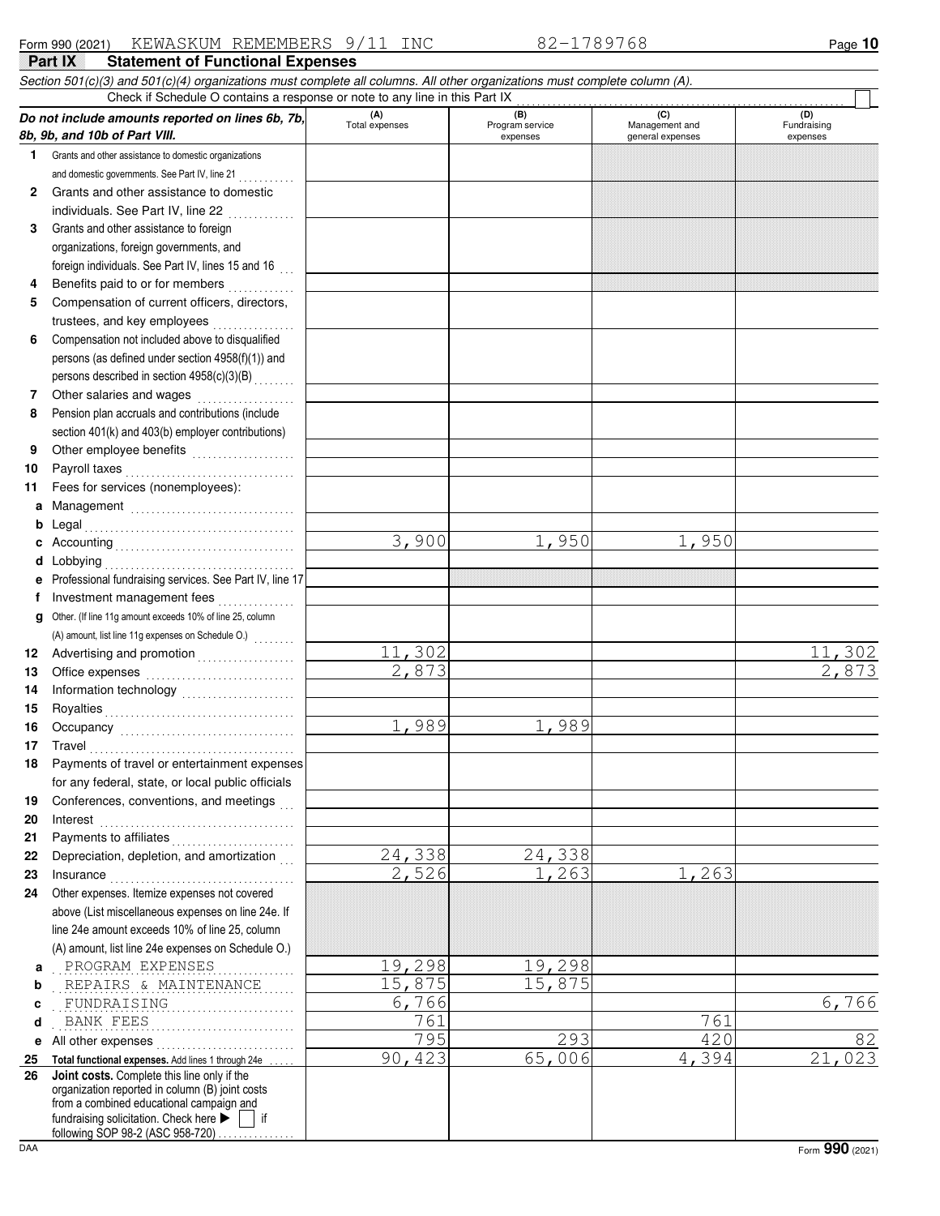Form 990 (2021) KEWASKUM REMEMBERS 9/11 INC 82-1789768

## Part IX Statement of Functional Expenses

*Section 501(c)(3) and 501(c)(4) organizations must complete all columns. All other organizations must complete column (A).*

Check if Schedule O contains a response or note to any line in this Part IX ☐

| | *Do not include amounts reported on lines 6b, 7b, 8b, 9b, and 10b of Part VIII.* | (A) Total expenses | (B) Program service expenses | (C) Management and general expenses | (D) Fundraising expenses |
|---|---|---|---|---|---|
| 1 | Grants and other assistance to domestic organizations and domestic governments. See Part IV, line 21 | | | | |
| 2 | Grants and other assistance to domestic individuals. See Part IV, line 22 | | | | |
| 3 | Grants and other assistance to foreign organizations, foreign governments, and foreign individuals. See Part IV, lines 15 and 16 | | | | |
| 4 | Benefits paid to or for members | | | | |
| 5 | Compensation of current officers, directors, trustees, and key employees | | | | |
| 6 | Compensation not included above to disqualified persons (as defined under section 4958(f)(1)) and persons described in section 4958(c)(3)(B) | | | | |
| 7 | Other salaries and wages | | | | |
| 8 | Pension plan accruals and contributions (include section 401(k) and 403(b) employer contributions) | | | | |
| 9 | Other employee benefits | | | | |
| 10 | Payroll taxes | | | | |
| 11 | Fees for services (nonemployees): | | | | |
| a | Management | | | | |
| b | Legal | | | | |
| c | Accounting | 3,900 | 1,950 | 1,950 | |
| d | Lobbying | | | | |
| e | Professional fundraising services. See Part IV, line 17 | | | | |
| f | Investment management fees | | | | |
| g | Other. (If line 11g amount exceeds 10% of line 25, column (A) amount, list line 11g expenses on Schedule O.) | | | | |
| 12 | Advertising and promotion | 11,302 | | | 11,302 |
| 13 | Office expenses | 2,873 | | | 2,873 |
| 14 | Information technology | | | | |
| 15 | Royalties | | | | |
| 16 | Occupancy | 1,989 | 1,989 | | |
| 17 | Travel | | | | |
| 18 | Payments of travel or entertainment expenses for any federal, state, or local public officials | | | | |
| 19 | Conferences, conventions, and meetings | | | | |
| 20 | Interest | | | | |
| 21 | Payments to affiliates | | | | |
| 22 | Depreciation, depletion, and amortization | 24,338 | 24,338 | | |
| 23 | Insurance | 2,526 | 1,263 | 1,263 | |
| 24 | Other expenses. Itemize expenses not covered above (List miscellaneous expenses on line 24e. If line 24e amount exceeds 10% of line 25, column (A) amount, list line 24e expenses on Schedule O.) | | | | |
| a | PROGRAM EXPENSES | 19,298 | 19,298 | | |
| b | REPAIRS & MAINTENANCE | 15,875 | 15,875 | | |
| c | FUNDRAISING | 6,766 | | | 6,766 |
| d | BANK FEES | 761 | | 761 | |
| e | All other expenses | 795 | 293 | 420 | 82 |
| 25 | **Total functional expenses.** Add lines 1 through 24e | 90,423 | 65,006 | 4,394 | 21,023 |
| 26 | **Joint costs.** Complete this line only if the organization reported in column (B) joint costs from a combined educational campaign and fundraising solicitation. Check here ▶ ☐ if following SOP 98-2 (ASC 958-720) | | | | |

DAA Form **990** (2021)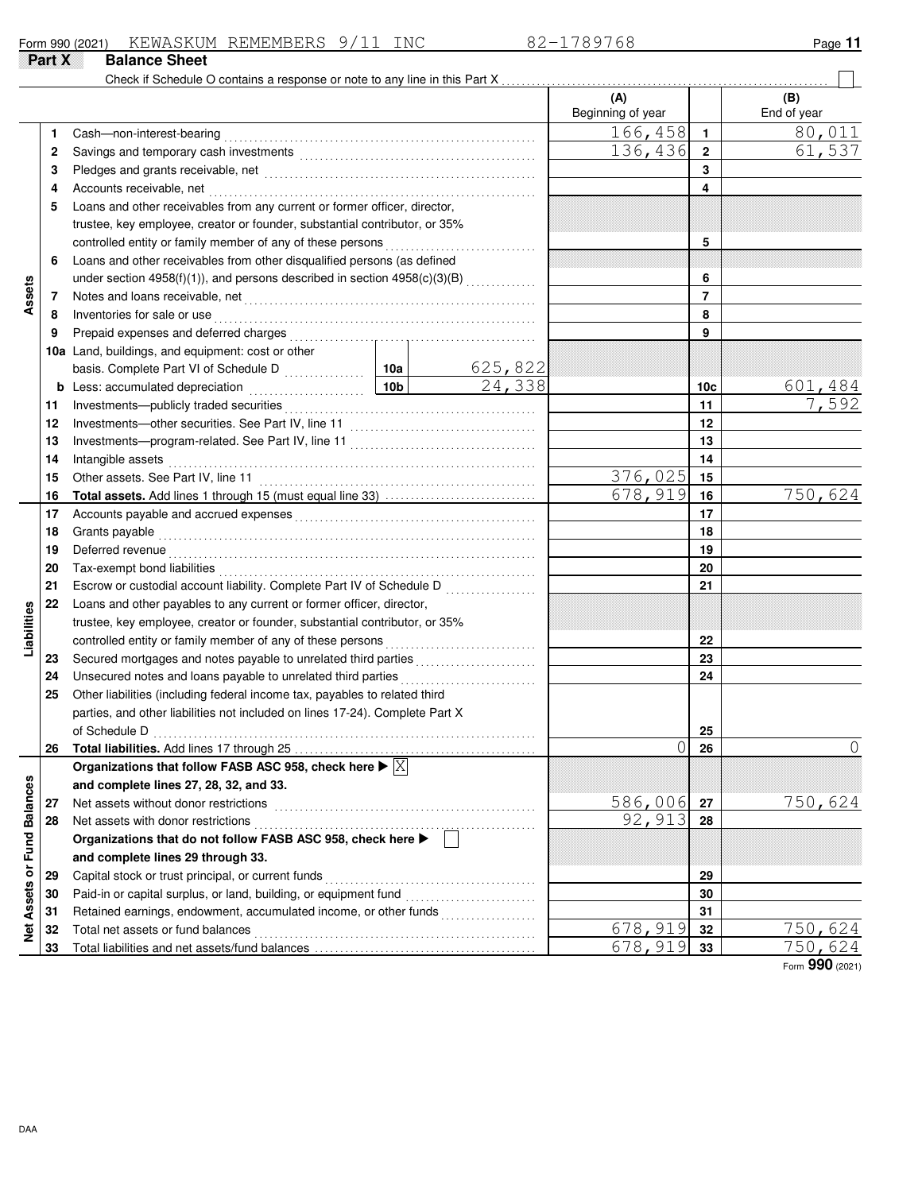Form 990 (2021) KEWASKUM REMEMBERS 9/11 INC 82-1789768

## Part X Balance Sheet

Check if Schedule O contains a response or note to any line in this Part X ☐

| | | | | (A) Beginning of year | | (B) End of year |
|---|---|---|---|---|---|---|
| **Assets** | 1 | Cash—non-interest-bearing | | 166,458 | 1 | 80,011 |
| | 2 | Savings and temporary cash investments | | 136,436 | 2 | 61,537 |
| | 3 | Pledges and grants receivable, net | | | 3 | |
| | 4 | Accounts receivable, net | | | 4 | |
| | 5 | Loans and other receivables from any current or former officer, director, trustee, key employee, creator or founder, substantial contributor, or 35% controlled entity or family member of any of these persons | | | 5 | |
| | 6 | Loans and other receivables from other disqualified persons (as defined under section 4958(f)(1)), and persons described in section 4958(c)(3)(B) | | | 6 | |
| | 7 | Notes and loans receivable, net | | | 7 | |
| | 8 | Inventories for sale or use | | | 8 | |
| | 9 | Prepaid expenses and deferred charges | | | 9 | |
| | 10a | Land, buildings, and equipment: cost or other basis. Complete Part VI of Schedule D | 10a 625,822 | | | |
| | b | Less: accumulated depreciation | 10b 24,338 | | 10c | 601,484 |
| | 11 | Investments—publicly traded securities | | | 11 | 7,592 |
| | 12 | Investments—other securities. See Part IV, line 11 | | | 12 | |
| | 13 | Investments—program-related. See Part IV, line 11 | | | 13 | |
| | 14 | Intangible assets | | | 14 | |
| | 15 | Other assets. See Part IV, line 11 | | 376,025 | 15 | |
| | 16 | **Total assets.** Add lines 1 through 15 (must equal line 33) | | 678,919 | 16 | 750,624 |
| **Liabilities** | 17 | Accounts payable and accrued expenses | | | 17 | |
| | 18 | Grants payable | | | 18 | |
| | 19 | Deferred revenue | | | 19 | |
| | 20 | Tax-exempt bond liabilities | | | 20 | |
| | 21 | Escrow or custodial account liability. Complete Part IV of Schedule D | | | 21 | |
| | 22 | Loans and other payables to any current or former officer, director, trustee, key employee, creator or founder, substantial contributor, or 35% controlled entity or family member of any of these persons | | | 22 | |
| | 23 | Secured mortgages and notes payable to unrelated third parties | | | 23 | |
| | 24 | Unsecured notes and loans payable to unrelated third parties | | | 24 | |
| | 25 | Other liabilities (including federal income tax, payables to related third parties, and other liabilities not included on lines 17-24). Complete Part X of Schedule D | | | 25 | |
| | 26 | **Total liabilities.** Add lines 17 through 25 | | 0 | 26 | 0 |
| **Net Assets or Fund Balances** | | **Organizations that follow FASB ASC 958, check here ▶ ☒ and complete lines 27, 28, 32, and 33.** | | | | |
| | 27 | Net assets without donor restrictions | | 586,006 | 27 | 750,624 |
| | 28 | Net assets with donor restrictions | | 92,913 | 28 | |
| | | **Organizations that do not follow FASB ASC 958, check here ▶ ☐ and complete lines 29 through 33.** | | | | |
| | 29 | Capital stock or trust principal, or current funds | | | 29 | |
| | 30 | Paid-in or capital surplus, or land, building, or equipment fund | | | 30 | |
| | 31 | Retained earnings, endowment, accumulated income, or other funds | | | 31 | |
| | 32 | Total net assets or fund balances | | 678,919 | 32 | 750,624 |
| | 33 | Total liabilities and net assets/fund balances | | 678,919 | 33 | 750,624 |

Form **990** (2021)

DAA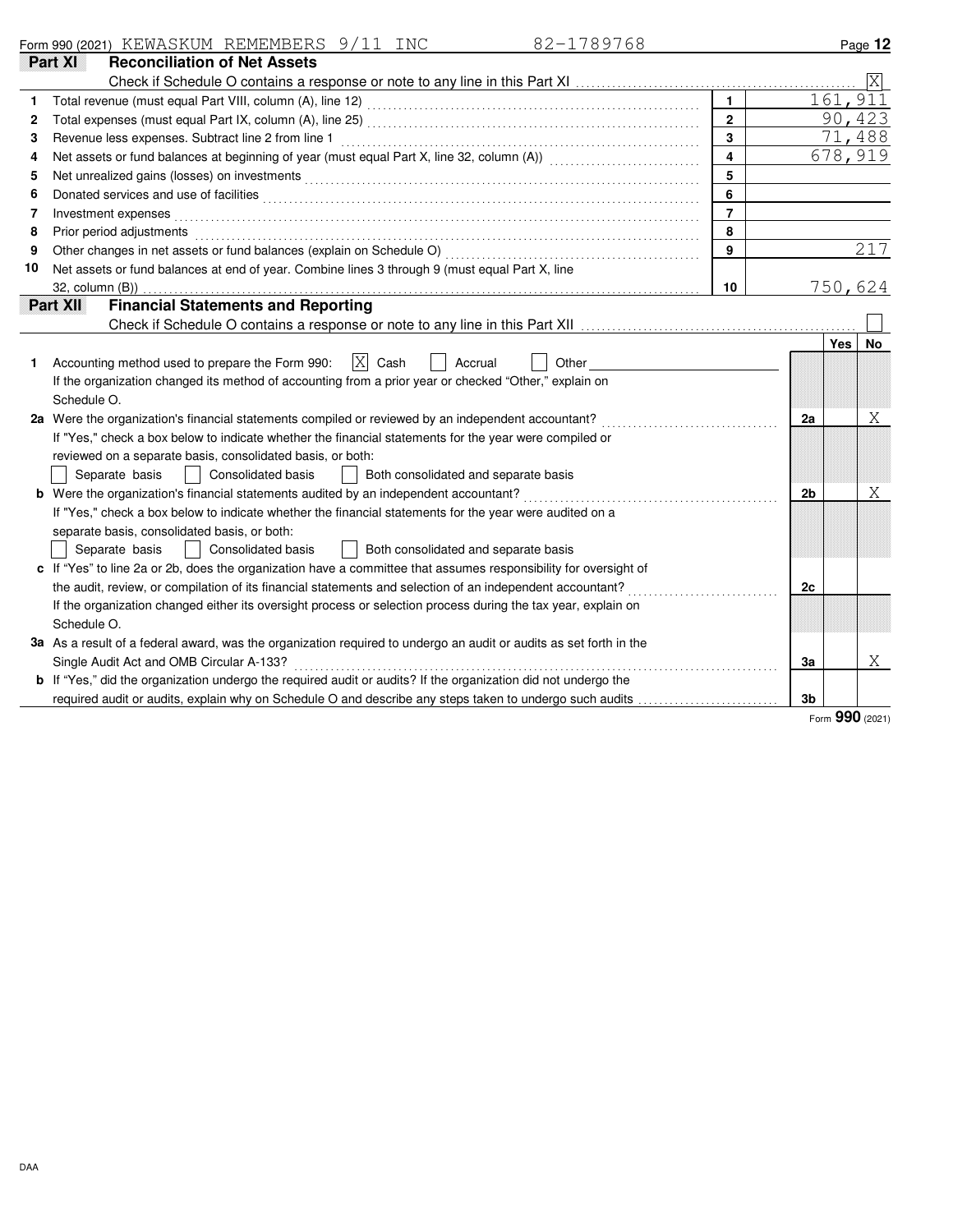Form 990 (2021) KEWASKUM REMEMBERS 9/11 INC 82-1789768

## Part XI Reconciliation of Net Assets

Check if Schedule O contains a response or note to any line in this Part XI ☒

| | | | |
|---|---|---|---|
| 1 | Total revenue (must equal Part VIII, column (A), line 12) | 1 | 161,911 |
| 2 | Total expenses (must equal Part IX, column (A), line 25) | 2 | 90,423 |
| 3 | Revenue less expenses. Subtract line 2 from line 1 | 3 | 71,488 |
| 4 | Net assets or fund balances at beginning of year (must equal Part X, line 32, column (A)) | 4 | 678,919 |
| 5 | Net unrealized gains (losses) on investments | 5 | |
| 6 | Donated services and use of facilities | 6 | |
| 7 | Investment expenses | 7 | |
| 8 | Prior period adjustments | 8 | |
| 9 | Other changes in net assets or fund balances (explain on Schedule O) | 9 | 217 |
| 10 | Net assets or fund balances at end of year. Combine lines 3 through 9 (must equal Part X, line 32, column (B)) | 10 | 750,624 |

## Part XII Financial Statements and Reporting

Check if Schedule O contains a response or note to any line in this Part XII ☐

| | | | Yes | No |
|---|---|---|---|---|
| 1 | Accounting method used to prepare the Form 990: ☒ Cash ☐ Accrual ☐ Other<br>If the organization changed its method of accounting from a prior year or checked "Other," explain on Schedule O. | | | |
| 2a | Were the organization's financial statements compiled or reviewed by an independent accountant?<br>If "Yes," check a box below to indicate whether the financial statements for the year were compiled or reviewed on a separate basis, consolidated basis, or both:<br>☐ Separate basis ☐ Consolidated basis ☐ Both consolidated and separate basis | 2a | | X |
| b | Were the organization's financial statements audited by an independent accountant?<br>If "Yes," check a box below to indicate whether the financial statements for the year were audited on a separate basis, consolidated basis, or both:<br>☐ Separate basis ☐ Consolidated basis ☐ Both consolidated and separate basis | 2b | | X |
| c | If "Yes" to line 2a or 2b, does the organization have a committee that assumes responsibility for oversight of the audit, review, or compilation of its financial statements and selection of an independent accountant?<br>If the organization changed either its oversight process or selection process during the tax year, explain on Schedule O. | 2c | | |
| 3a | As a result of a federal award, was the organization required to undergo an audit or audits as set forth in the Single Audit Act and OMB Circular A-133? | 3a | | X |
| b | If "Yes," did the organization undergo the required audit or audits? If the organization did not undergo the required audit or audits, explain why on Schedule O and describe any steps taken to undergo such audits | 3b | | |

Form **990** (2021)

DAA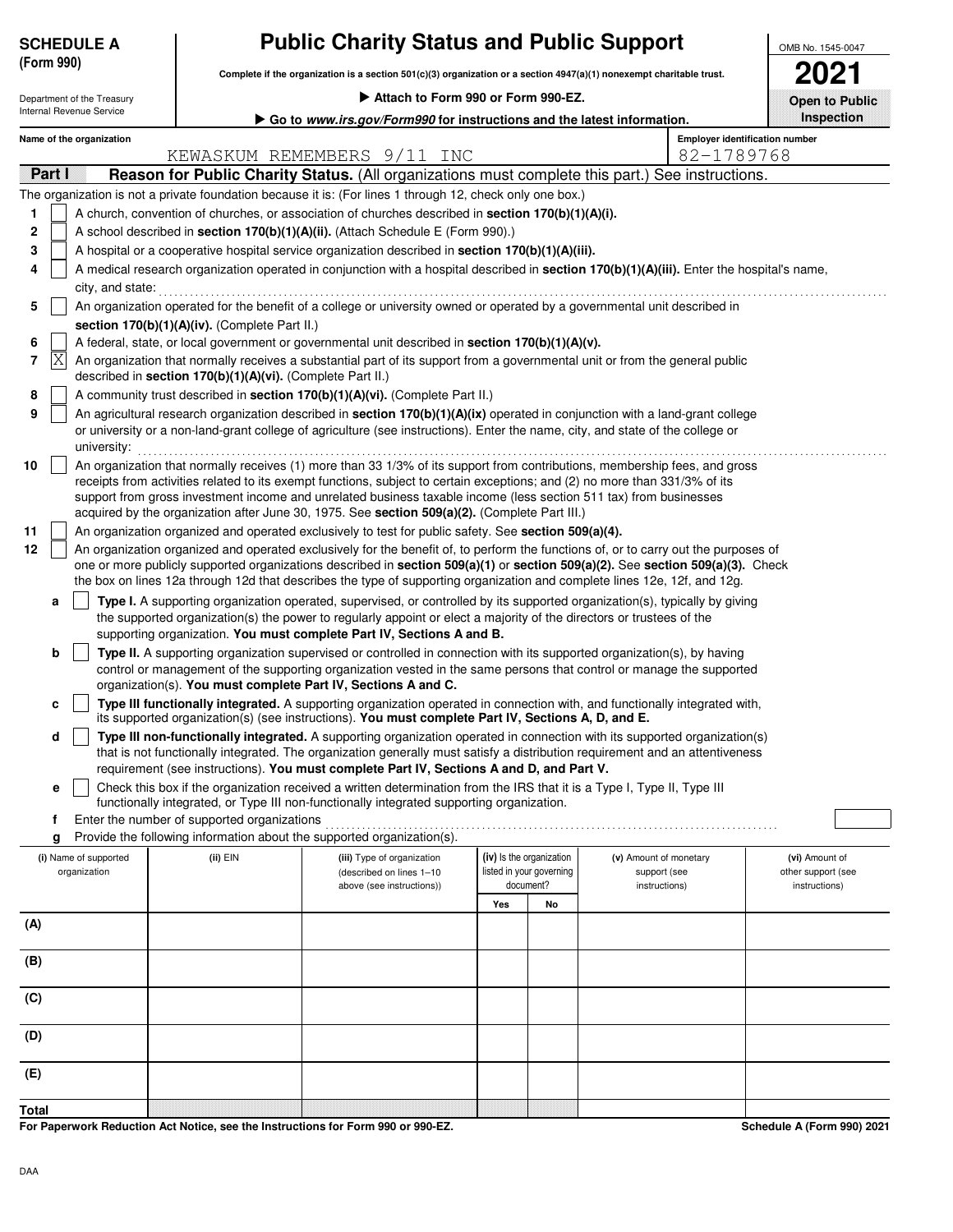**SCHEDULE A**
**(Form 990)**

Department of the Treasury
Internal Revenue Service

# Public Charity Status and Public Support

**Complete if the organization is a section 501(c)(3) organization or a section 4947(a)(1) nonexempt charitable trust.**

▶ **Attach to Form 990 or Form 990-EZ.**

▶ **Go to *www.irs.gov/Form990* for instructions and the latest information.**

OMB No. 1545-0047

**2021**

**Open to Public Inspection**

**Name of the organization**
KEWASKUM REMEMBERS 9/11 INC

**Employer identification number**
82-1789768

## Part I — Reason for Public Charity Status. (All organizations must complete this part.) See instructions.

The organization is not a private foundation because it is: (For lines 1 through 12, check only one box.)

1 [ ] A church, convention of churches, or association of churches described in **section 170(b)(1)(A)(i).**

2 [ ] A school described in **section 170(b)(1)(A)(ii).** (Attach Schedule E (Form 990).)

3 [ ] A hospital or a cooperative hospital service organization described in **section 170(b)(1)(A)(iii).**

4 [ ] A medical research organization operated in conjunction with a hospital described in **section 170(b)(1)(A)(iii).** Enter the hospital's name, city, and state:

5 [ ] An organization operated for the benefit of a college or university owned or operated by a governmental unit described in **section 170(b)(1)(A)(iv).** (Complete Part II.)

6 [ ] A federal, state, or local government or governmental unit described in **section 170(b)(1)(A)(v).**

7 [X] An organization that normally receives a substantial part of its support from a governmental unit or from the general public described in **section 170(b)(1)(A)(vi).** (Complete Part II.)

8 [ ] A community trust described in **section 170(b)(1)(A)(vi).** (Complete Part II.)

9 [ ] An agricultural research organization described in **section 170(b)(1)(A)(ix)** operated in conjunction with a land-grant college or university or a non-land-grant college of agriculture (see instructions). Enter the name, city, and state of the college or university:

10 [ ] An organization that normally receives (1) more than 33 1/3% of its support from contributions, membership fees, and gross receipts from activities related to its exempt functions, subject to certain exceptions; and (2) no more than 331/3% of its support from gross investment income and unrelated business taxable income (less section 511 tax) from businesses acquired by the organization after June 30, 1975. See **section 509(a)(2).** (Complete Part III.)

11 [ ] An organization organized and operated exclusively to test for public safety. See **section 509(a)(4).**

12 [ ] An organization organized and operated exclusively for the benefit of, to perform the functions of, or to carry out the purposes of one or more publicly supported organizations described in **section 509(a)(1)** or **section 509(a)(2).** See **section 509(a)(3).** Check the box on lines 12a through 12d that describes the type of supporting organization and complete lines 12e, 12f, and 12g.

- **a** [ ] **Type I.** A supporting organization operated, supervised, or controlled by its supported organization(s), typically by giving the supported organization(s) the power to regularly appoint or elect a majority of the directors or trustees of the supporting organization. **You must complete Part IV, Sections A and B.**
- **b** [ ] **Type II.** A supporting organization supervised or controlled in connection with its supported organization(s), by having control or management of the supporting organization vested in the same persons that control or manage the supported organization(s). **You must complete Part IV, Sections A and C.**
- **c** [ ] **Type III functionally integrated.** A supporting organization operated in connection with, and functionally integrated with, its supported organization(s) (see instructions). **You must complete Part IV, Sections A, D, and E.**
- **d** [ ] **Type III non-functionally integrated.** A supporting organization operated in connection with its supported organization(s) that is not functionally integrated. The organization generally must satisfy a distribution requirement and an attentiveness requirement (see instructions). **You must complete Part IV, Sections A and D, and Part V.**
- **e** [ ] Check this box if the organization received a written determination from the IRS that it is a Type I, Type II, Type III functionally integrated, or Type III non-functionally integrated supporting organization.
- **f** Enter the number of supported organizations
- **g** Provide the following information about the supported organization(s).

| (i) Name of supported organization | (ii) EIN | (iii) Type of organization (described on lines 1–10 above (see instructions)) | (iv) Is the organization listed in your governing document? Yes | No | (v) Amount of monetary support (see instructions) | (vi) Amount of other support (see instructions) |
|---|---|---|---|---|---|---|
| (A) | | | | | | |
| (B) | | | | | | |
| (C) | | | | | | |
| (D) | | | | | | |
| (E) | | | | | | |
| **Total** | | | | | | |

**For Paperwork Reduction Act Notice, see the Instructions for Form 990 or 990-EZ.**

**Schedule A (Form 990) 2021**

DAA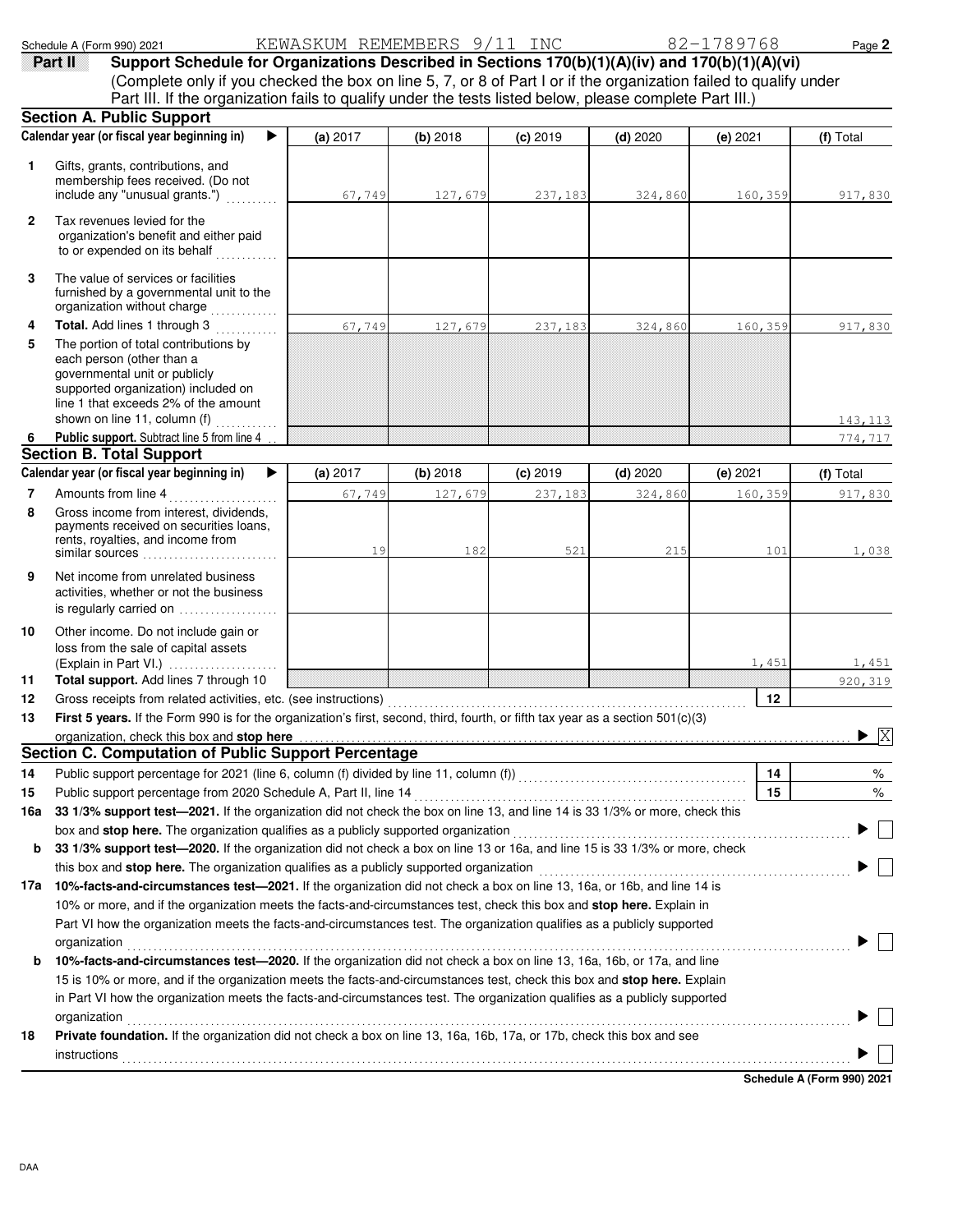Schedule A (Form 990) 2021 KEWASKUM REMEMBERS 9/11 INC 82-1789768

## Part II Support Schedule for Organizations Described in Sections 170(b)(1)(A)(iv) and 170(b)(1)(A)(vi)

(Complete only if you checked the box on line 5, 7, or 8 of Part I or if the organization failed to qualify under Part III. If the organization fails to qualify under the tests listed below, please complete Part III.)

### Section A. Public Support

| | Calendar year (or fiscal year beginning in) ▶ | (a) 2017 | (b) 2018 | (c) 2019 | (d) 2020 | (e) 2021 | (f) Total |
|---|---|---|---|---|---|---|---|
| 1 | Gifts, grants, contributions, and membership fees received. (Do not include any "unusual grants.") | 67,749 | 127,679 | 237,183 | 324,860 | 160,359 | 917,830 |
| 2 | Tax revenues levied for the organization's benefit and either paid to or expended on its behalf | | | | | | |
| 3 | The value of services or facilities furnished by a governmental unit to the organization without charge | | | | | | |
| 4 | **Total.** Add lines 1 through 3 | 67,749 | 127,679 | 237,183 | 324,860 | 160,359 | 917,830 |
| 5 | The portion of total contributions by each person (other than a governmental unit or publicly supported organization) included on line 1 that exceeds 2% of the amount shown on line 11, column (f) | | | | | | 143,113 |
| 6 | **Public support.** Subtract line 5 from line 4 | | | | | | 774,717 |

### Section B. Total Support

| | Calendar year (or fiscal year beginning in) ▶ | (a) 2017 | (b) 2018 | (c) 2019 | (d) 2020 | (e) 2021 | (f) Total |
|---|---|---|---|---|---|---|---|
| 7 | Amounts from line 4 | 67,749 | 127,679 | 237,183 | 324,860 | 160,359 | 917,830 |
| 8 | Gross income from interest, dividends, payments received on securities loans, rents, royalties, and income from similar sources | 19 | 182 | 521 | 215 | 101 | 1,038 |
| 9 | Net income from unrelated business activities, whether or not the business is regularly carried on | | | | | | |
| 10 | Other income. Do not include gain or loss from the sale of capital assets (Explain in Part VI.) | | | | | 1,451 | 1,451 |
| 11 | **Total support.** Add lines 7 through 10 | | | | | | 920,319 |
| 12 | Gross receipts from related activities, etc. (see instructions) | | | | | 12 | |

**13** **First 5 years.** If the Form 990 is for the organization's first, second, third, fourth, or fifth tax year as a section 501(c)(3) organization, check this box and **stop here** ▶ [X]

### Section C. Computation of Public Support Percentage

| | | | |
|---|---|---|---|
| 14 | Public support percentage for 2021 (line 6, column (f) divided by line 11, column (f)) | 14 | % |
| 15 | Public support percentage from 2020 Schedule A, Part II, line 14 | 15 | % |

**16a** **33 1/3% support test—2021.** If the organization did not check the box on line 13, and line 14 is 33 1/3% or more, check this box and **stop here.** The organization qualifies as a publicly supported organization ▶ [ ]

**b** **33 1/3% support test—2020.** If the organization did not check a box on line 13 or 16a, and line 15 is 33 1/3% or more, check this box and **stop here.** The organization qualifies as a publicly supported organization ▶ [ ]

**17a** **10%-facts-and-circumstances test—2021.** If the organization did not check a box on line 13, 16a, or 16b, and line 14 is 10% or more, and if the organization meets the facts-and-circumstances test, check this box and **stop here.** Explain in Part VI how the organization meets the facts-and-circumstances test. The organization qualifies as a publicly supported organization ▶ [ ]

**b** **10%-facts-and-circumstances test—2020.** If the organization did not check a box on line 13, 16a, 16b, or 17a, and line 15 is 10% or more, and if the organization meets the facts-and-circumstances test, check this box and **stop here.** Explain in Part VI how the organization meets the facts-and-circumstances test. The organization qualifies as a publicly supported organization ▶ [ ]

**18** **Private foundation.** If the organization did not check a box on line 13, 16a, 16b, 17a, or 17b, check this box and see instructions ▶ [ ]

Schedule A (Form 990) 2021

DAA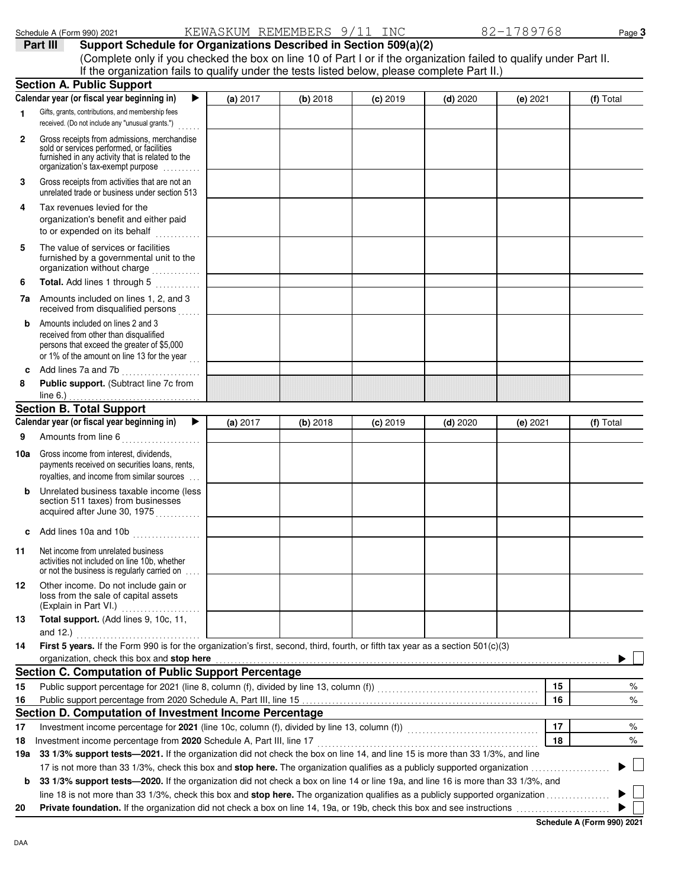Schedule A (Form 990) 2021 KEWASKUM REMEMBERS 9/11 INC 82-1789768

## Part III Support Schedule for Organizations Described in Section 509(a)(2)

(Complete only if you checked the box on line 10 of Part I or if the organization failed to qualify under Part II. If the organization fails to qualify under the tests listed below, please complete Part II.)

### Section A. Public Support

| Calendar year (or fiscal year beginning in) ▶ | (a) 2017 | (b) 2018 | (c) 2019 | (d) 2020 | (e) 2021 | (f) Total |
|---|---|---|---|---|---|---|
| 1 Gifts, grants, contributions, and membership fees received. (Do not include any "unusual grants.") | | | | | | |
| 2 Gross receipts from admissions, merchandise sold or services performed, or facilities furnished in any activity that is related to the organization's tax-exempt purpose | | | | | | |
| 3 Gross receipts from activities that are not an unrelated trade or business under section 513 | | | | | | |
| 4 Tax revenues levied for the organization's benefit and either paid to or expended on its behalf | | | | | | |
| 5 The value of services or facilities furnished by a governmental unit to the organization without charge | | | | | | |
| 6 **Total.** Add lines 1 through 5 | | | | | | |
| 7a Amounts included on lines 1, 2, and 3 received from disqualified persons | | | | | | |
| b Amounts included on lines 2 and 3 received from other than disqualified persons that exceed the greater of $5,000 or 1% of the amount on line 13 for the year | | | | | | |
| c Add lines 7a and 7b | | | | | | |
| 8 **Public support.** (Subtract line 7c from line 6.) | | | | | | |

### Section B. Total Support

| Calendar year (or fiscal year beginning in) ▶ | (a) 2017 | (b) 2018 | (c) 2019 | (d) 2020 | (e) 2021 | (f) Total |
|---|---|---|---|---|---|---|
| 9 Amounts from line 6 | | | | | | |
| 10a Gross income from interest, dividends, payments received on securities loans, rents, royalties, and income from similar sources | | | | | | |
| b Unrelated business taxable income (less section 511 taxes) from businesses acquired after June 30, 1975 | | | | | | |
| c Add lines 10a and 10b | | | | | | |
| 11 Net income from unrelated business activities not included on line 10b, whether or not the business is regularly carried on | | | | | | |
| 12 Other income. Do not include gain or loss from the sale of capital assets (Explain in Part VI.) | | | | | | |
| 13 **Total support.** (Add lines 9, 10c, 11, and 12.) | | | | | | |

14 **First 5 years.** If the Form 990 is for the organization's first, second, third, fourth, or fifth tax year as a section 501(c)(3) organization, check this box and **stop here** ▶ ☐

### Section C. Computation of Public Support Percentage

| | | | |
|---|---|---|---|
| 15 | Public support percentage for 2021 (line 8, column (f), divided by line 13, column (f)) | 15 | % |
| 16 | Public support percentage from 2020 Schedule A, Part III, line 15 | 16 | % |

### Section D. Computation of Investment Income Percentage

| | | | |
|---|---|---|---|
| 17 | Investment income percentage for **2021** (line 10c, column (f), divided by line 13, column (f)) | 17 | % |
| 18 | Investment income percentage from **2020** Schedule A, Part III, line 17 | 18 | % |

19a **33 1/3% support tests—2021.** If the organization did not check the box on line 14, and line 15 is more than 33 1/3%, and line 17 is not more than 33 1/3%, check this box and **stop here.** The organization qualifies as a publicly supported organization ▶ ☐

b **33 1/3% support tests—2020.** If the organization did not check a box on line 14 or line 19a, and line 16 is more than 33 1/3%, and line 18 is not more than 33 1/3%, check this box and **stop here.** The organization qualifies as a publicly supported organization ▶ ☐

20 **Private foundation.** If the organization did not check a box on line 14, 19a, or 19b, check this box and see instructions ▶ ☐

**Schedule A (Form 990) 2021**

DAA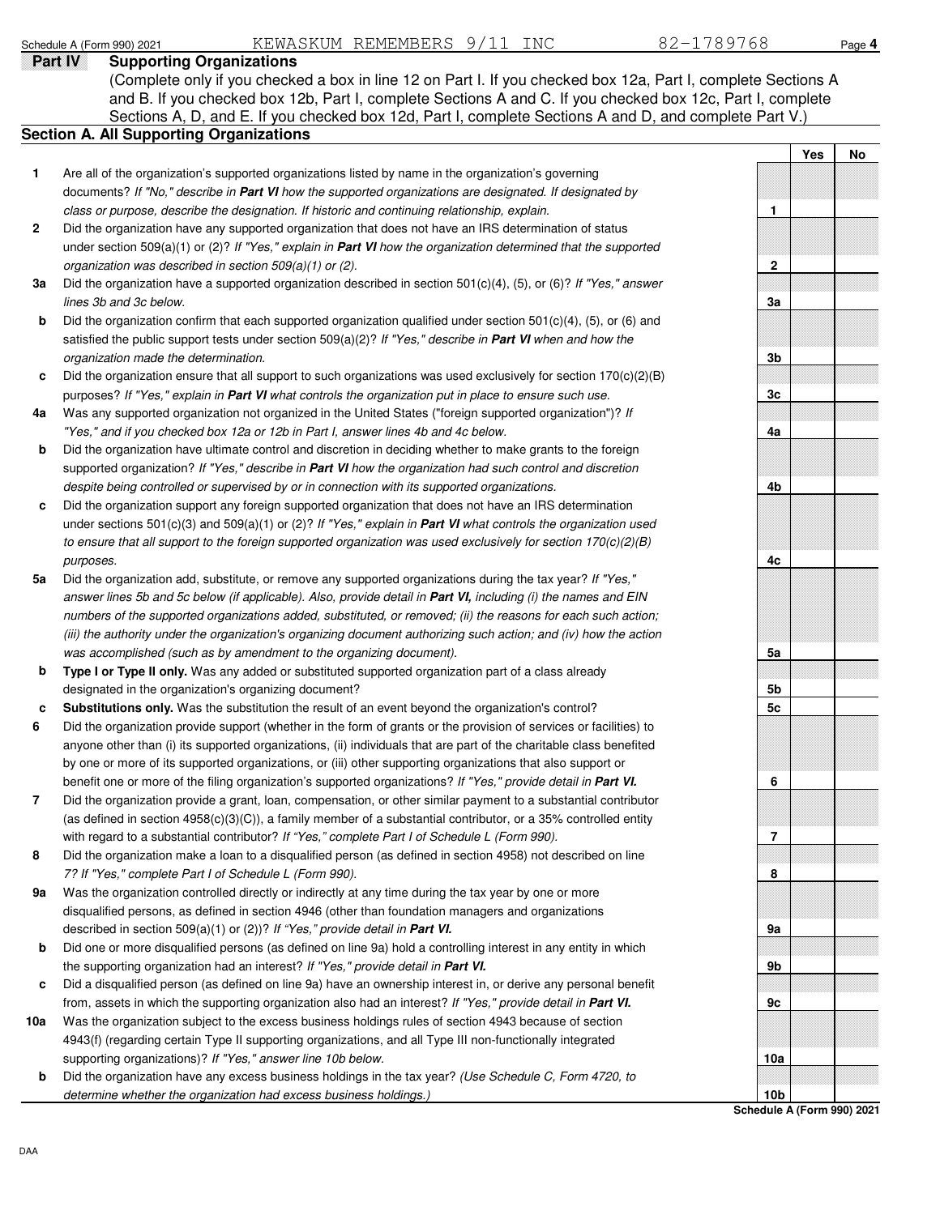Schedule A (Form 990) 2021 KEWASKUM REMEMBERS 9/11 INC 82-1789768 Page **4**

## Part IV Supporting Organizations

(Complete only if you checked a box in line 12 on Part I. If you checked box 12a, Part I, complete Sections A and B. If you checked box 12b, Part I, complete Sections A and C. If you checked box 12c, Part I, complete Sections A, D, and E. If you checked box 12d, Part I, complete Sections A and D, and complete Part V.)

### Section A. All Supporting Organizations

| | | | Yes | No |
|---|---|---|---|---|
| **1** | Are all of the organization's supported organizations listed by name in the organization's governing documents? *If "No," describe in **Part VI** how the supported organizations are designated. If designated by class or purpose, describe the designation. If historic and continuing relationship, explain.* | 1 | | |
| **2** | Did the organization have any supported organization that does not have an IRS determination of status under section 509(a)(1) or (2)? *If "Yes," explain in **Part VI** how the organization determined that the supported organization was described in section 509(a)(1) or (2).* | 2 | | |
| **3a** | Did the organization have a supported organization described in section 501(c)(4), (5), or (6)? *If "Yes," answer lines 3b and 3c below.* | 3a | | |
| **b** | Did the organization confirm that each supported organization qualified under section 501(c)(4), (5), or (6) and satisfied the public support tests under section 509(a)(2)? *If "Yes," describe in **Part VI** when and how the organization made the determination.* | 3b | | |
| **c** | Did the organization ensure that all support to such organizations was used exclusively for section 170(c)(2)(B) purposes? *If "Yes," explain in **Part VI** what controls the organization put in place to ensure such use.* | 3c | | |
| **4a** | Was any supported organization not organized in the United States ("foreign supported organization")? *If "Yes," and if you checked box 12a or 12b in Part I, answer lines 4b and 4c below.* | 4a | | |
| **b** | Did the organization have ultimate control and discretion in deciding whether to make grants to the foreign supported organization? *If "Yes," describe in **Part VI** how the organization had such control and discretion despite being controlled or supervised by or in connection with its supported organizations.* | 4b | | |
| **c** | Did the organization support any foreign supported organization that does not have an IRS determination under sections 501(c)(3) and 509(a)(1) or (2)? *If "Yes," explain in **Part VI** what controls the organization used to ensure that all support to the foreign supported organization was used exclusively for section 170(c)(2)(B) purposes.* | 4c | | |
| **5a** | Did the organization add, substitute, or remove any supported organizations during the tax year? *If "Yes," answer lines 5b and 5c below (if applicable). Also, provide detail in **Part VI,** including (i) the names and EIN numbers of the supported organizations added, substituted, or removed; (ii) the reasons for each such action; (iii) the authority under the organization's organizing document authorizing such action; and (iv) how the action was accomplished (such as by amendment to the organizing document).* | 5a | | |
| **b** | **Type I or Type II only.** Was any added or substituted supported organization part of a class already designated in the organization's organizing document? | 5b | | |
| **c** | **Substitutions only.** Was the substitution the result of an event beyond the organization's control? | 5c | | |
| **6** | Did the organization provide support (whether in the form of grants or the provision of services or facilities) to anyone other than (i) its supported organizations, (ii) individuals that are part of the charitable class benefited by one or more of its supported organizations, or (iii) other supporting organizations that also support or benefit one or more of the filing organization's supported organizations? *If "Yes," provide detail in **Part VI.*** | 6 | | |
| **7** | Did the organization provide a grant, loan, compensation, or other similar payment to a substantial contributor (as defined in section 4958(c)(3)(C)), a family member of a substantial contributor, or a 35% controlled entity with regard to a substantial contributor? *If "Yes," complete Part I of Schedule L (Form 990).* | 7 | | |
| **8** | Did the organization make a loan to a disqualified person (as defined in section 4958) not described on line 7? *If "Yes," complete Part I of Schedule L (Form 990).* | 8 | | |
| **9a** | Was the organization controlled directly or indirectly at any time during the tax year by one or more disqualified persons, as defined in section 4946 (other than foundation managers and organizations described in section 509(a)(1) or (2))? *If "Yes," provide detail in **Part VI.*** | 9a | | |
| **b** | Did one or more disqualified persons (as defined on line 9a) hold a controlling interest in any entity in which the supporting organization had an interest? *If "Yes," provide detail in **Part VI.*** | 9b | | |
| **c** | Did a disqualified person (as defined on line 9a) have an ownership interest in, or derive any personal benefit from, assets in which the supporting organization also had an interest? *If "Yes," provide detail in **Part VI.*** | 9c | | |
| **10a** | Was the organization subject to the excess business holdings rules of section 4943 because of section 4943(f) (regarding certain Type II supporting organizations, and all Type III non-functionally integrated supporting organizations)? *If "Yes," answer line 10b below.* | 10a | | |
| **b** | Did the organization have any excess business holdings in the tax year? *(Use Schedule C, Form 4720, to determine whether the organization had excess business holdings.)* | 10b | | |

**Schedule A (Form 990) 2021**

DAA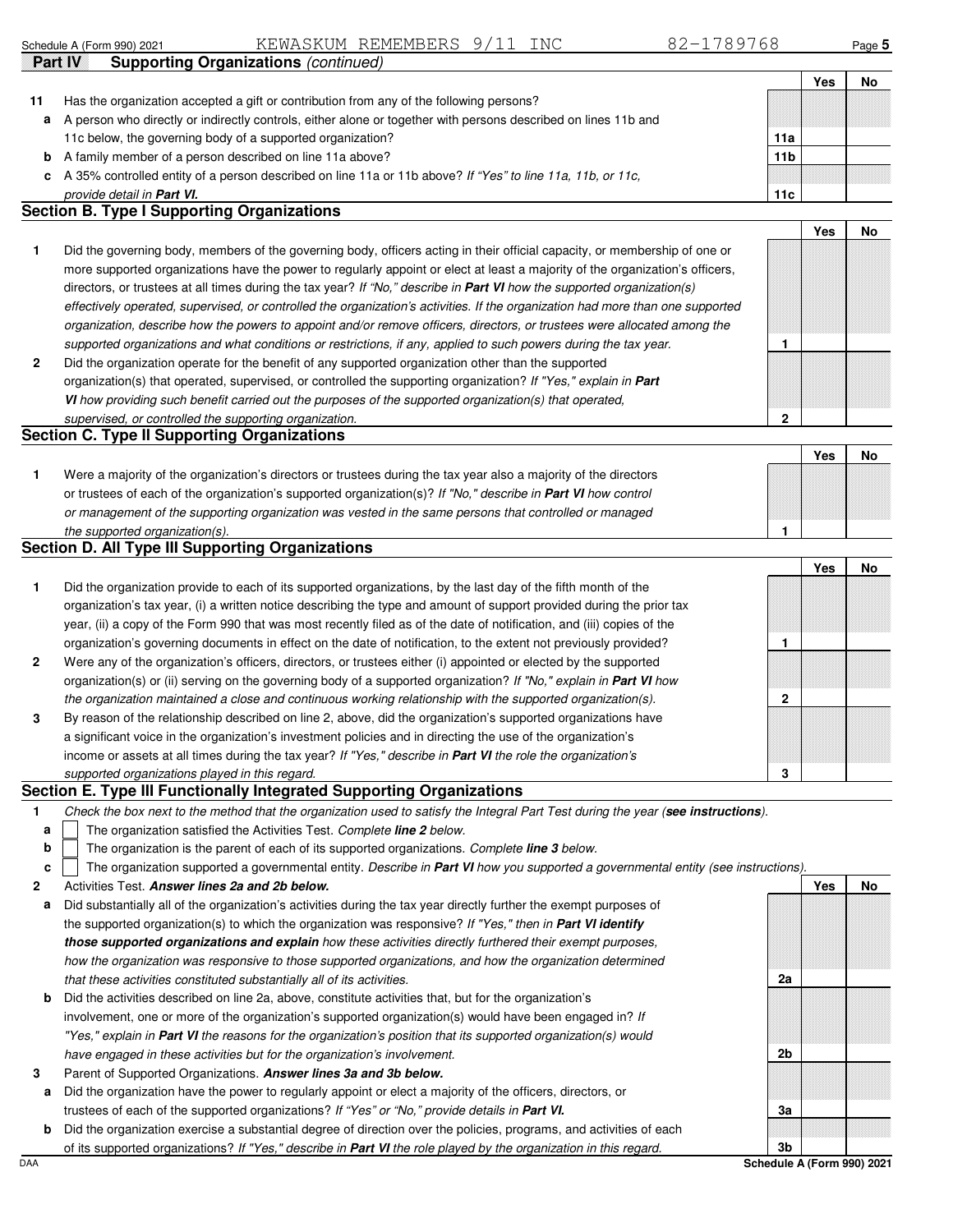Schedule A (Form 990) 2021 KEWASKUM REMEMBERS 9/11 INC 82-1789768 Page 5

**Part IV Supporting Organizations** *(continued)*

| | | | Yes | No |
|---|---|---|---|---|
| **11** | Has the organization accepted a gift or contribution from any of the following persons? | | | |
| **a** | A person who directly or indirectly controls, either alone or together with persons described on lines 11b and 11c below, the governing body of a supported organization? | **11a** | | |
| **b** | A family member of a person described on line 11a above? | **11b** | | |
| **c** | A 35% controlled entity of a person described on line 11a or 11b above? *If "Yes" to line 11a, 11b, or 11c, provide detail in **Part VI.*** | **11c** | | |

## Section B. Type I Supporting Organizations

| | | | Yes | No |
|---|---|---|---|---|
| **1** | Did the governing body, members of the governing body, officers acting in their official capacity, or membership of one or more supported organizations have the power to regularly appoint or elect at least a majority of the organization's officers, directors, or trustees at all times during the tax year? *If "No," describe in **Part VI** how the supported organization(s) effectively operated, supervised, or controlled the organization's activities. If the organization had more than one supported organization, describe how the powers to appoint and/or remove officers, directors, or trustees were allocated among the supported organizations and what conditions or restrictions, if any, applied to such powers during the tax year.* | **1** | | |
| **2** | Did the organization operate for the benefit of any supported organization other than the supported organization(s) that operated, supervised, or controlled the supporting organization? *If "Yes," explain in **Part VI** how providing such benefit carried out the purposes of the supported organization(s) that operated, supervised, or controlled the supporting organization.* | **2** | | |

## Section C. Type II Supporting Organizations

| | | | Yes | No |
|---|---|---|---|---|
| **1** | Were a majority of the organization's directors or trustees during the tax year also a majority of the directors or trustees of each of the organization's supported organization(s)? *If "No," describe in **Part VI** how control or management of the supporting organization was vested in the same persons that controlled or managed the supported organization(s).* | **1** | | |

## Section D. All Type III Supporting Organizations

| | | | Yes | No |
|---|---|---|---|---|
| **1** | Did the organization provide to each of its supported organizations, by the last day of the fifth month of the organization's tax year, (i) a written notice describing the type and amount of support provided during the prior tax year, (ii) a copy of the Form 990 that was most recently filed as of the date of notification, and (iii) copies of the organization's governing documents in effect on the date of notification, to the extent not previously provided? | **1** | | |
| **2** | Were any of the organization's officers, directors, or trustees either (i) appointed or elected by the supported organization(s) or (ii) serving on the governing body of a supported organization? *If "No," explain in **Part VI** how the organization maintained a close and continuous working relationship with the supported organization(s).* | **2** | | |
| **3** | By reason of the relationship described on line 2, above, did the organization's supported organizations have a significant voice in the organization's investment policies and in directing the use of the organization's income or assets at all times during the tax year? *If "Yes," describe in **Part VI** the role the organization's supported organizations played in this regard.* | **3** | | |

## Section E. Type III Functionally Integrated Supporting Organizations

**1** *Check the box next to the method that the organization used to satisfy the Integral Part Test during the year (**see instructions**).*

- **a** ☐ The organization satisfied the Activities Test. *Complete **line 2** below.*
- **b** ☐ The organization is the parent of each of its supported organizations. *Complete **line 3** below.*
- **c** ☐ The organization supported a governmental entity. *Describe in **Part VI** how you supported a governmental entity (see instructions).*

| | | | Yes | No |
|---|---|---|---|---|
| **2** | Activities Test. ***Answer lines 2a and 2b below.*** | | | |
| **a** | Did substantially all of the organization's activities during the tax year directly further the exempt purposes of the supported organization(s) to which the organization was responsive? *If "Yes," then in **Part VI identify those supported organizations and explain** how these activities directly furthered their exempt purposes, how the organization was responsive to those supported organizations, and how the organization determined that these activities constituted substantially all of its activities.* | **2a** | | |
| **b** | Did the activities described on line 2a, above, constitute activities that, but for the organization's involvement, one or more of the organization's supported organization(s) would have been engaged in? *If "Yes," explain in **Part VI** the reasons for the organization's position that its supported organization(s) would have engaged in these activities but for the organization's involvement.* | **2b** | | |
| **3** | Parent of Supported Organizations. ***Answer lines 3a and 3b below.*** | | | |
| **a** | Did the organization have the power to regularly appoint or elect a majority of the officers, directors, or trustees of each of the supported organizations? *If "Yes" or "No," provide details in **Part VI.*** | **3a** | | |
| **b** | Did the organization exercise a substantial degree of direction over the policies, programs, and activities of each of its supported organizations? *If "Yes," describe in **Part VI** the role played by the organization in this regard.* | **3b** | | |

DAA **Schedule A (Form 990) 2021**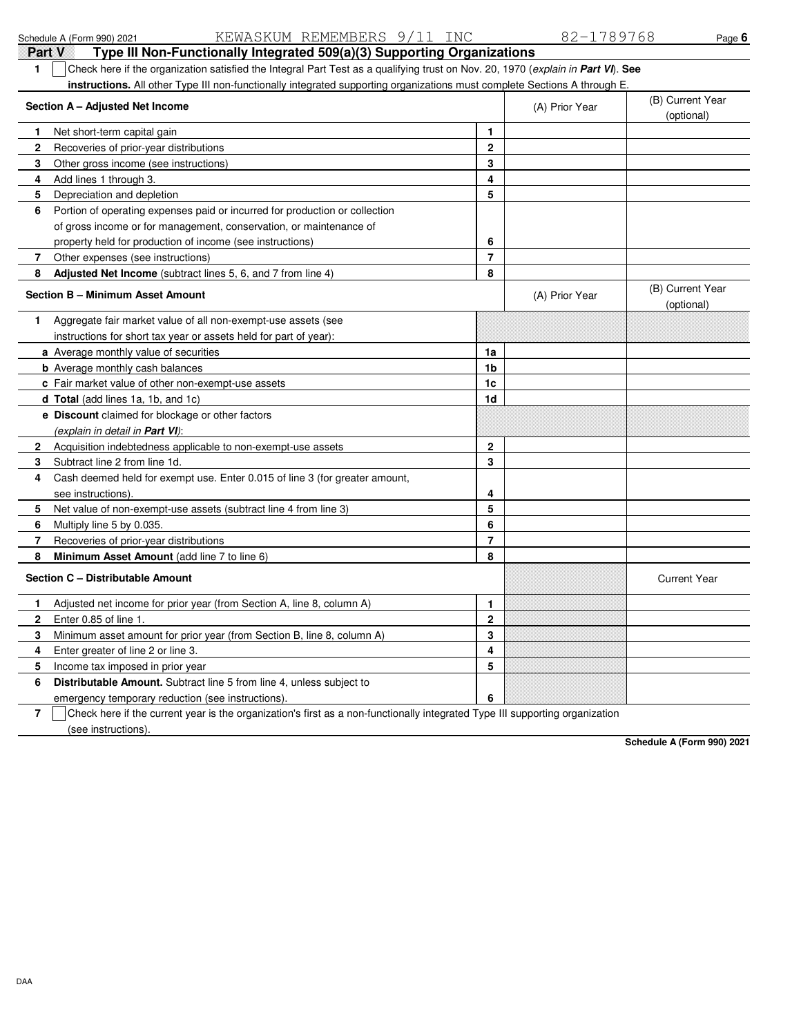Schedule A (Form 990) 2021 KEWASKUM REMEMBERS 9/11 INC 82-1789768

## Part V Type III Non-Functionally Integrated 509(a)(3) Supporting Organizations

**1** ☐ Check here if the organization satisfied the Integral Part Test as a qualifying trust on Nov. 20, 1970 (*explain in **Part VI***). **See instructions.** All other Type III non-functionally integrated supporting organizations must complete Sections A through E.

| **Section A – Adjusted Net Income** | | (A) Prior Year | (B) Current Year (optional) |
|---|---|---|---|
| **1** Net short-term capital gain | 1 | | |
| **2** Recoveries of prior-year distributions | 2 | | |
| **3** Other gross income (see instructions) | 3 | | |
| **4** Add lines 1 through 3. | 4 | | |
| **5** Depreciation and depletion | 5 | | |
| **6** Portion of operating expenses paid or incurred for production or collection of gross income or for management, conservation, or maintenance of property held for production of income (see instructions) | 6 | | |
| **7** Other expenses (see instructions) | 7 | | |
| **8** **Adjusted Net Income** (subtract lines 5, 6, and 7 from line 4) | 8 | | |

| **Section B – Minimum Asset Amount** | | (A) Prior Year | (B) Current Year (optional) |
|---|---|---|---|
| **1** Aggregate fair market value of all non-exempt-use assets (see instructions for short tax year or assets held for part of year): | | | |
| **a** Average monthly value of securities | 1a | | |
| **b** Average monthly cash balances | 1b | | |
| **c** Fair market value of other non-exempt-use assets | 1c | | |
| **d** **Total** (add lines 1a, 1b, and 1c) | 1d | | |
| **e** **Discount** claimed for blockage or other factors (*explain in detail in **Part VI***): | | | |
| **2** Acquisition indebtedness applicable to non-exempt-use assets | 2 | | |
| **3** Subtract line 2 from line 1d. | 3 | | |
| **4** Cash deemed held for exempt use. Enter 0.015 of line 3 (for greater amount, see instructions). | 4 | | |
| **5** Net value of non-exempt-use assets (subtract line 4 from line 3) | 5 | | |
| **6** Multiply line 5 by 0.035. | 6 | | |
| **7** Recoveries of prior-year distributions | 7 | | |
| **8** **Minimum Asset Amount** (add line 7 to line 6) | 8 | | |

| **Section C – Distributable Amount** | | | Current Year |
|---|---|---|---|
| **1** Adjusted net income for prior year (from Section A, line 8, column A) | 1 | | |
| **2** Enter 0.85 of line 1. | 2 | | |
| **3** Minimum asset amount for prior year (from Section B, line 8, column A) | 3 | | |
| **4** Enter greater of line 2 or line 3. | 4 | | |
| **5** Income tax imposed in prior year | 5 | | |
| **6** **Distributable Amount.** Subtract line 5 from line 4, unless subject to emergency temporary reduction (see instructions). | 6 | | |

**7** ☐ Check here if the current year is the organization's first as a non-functionally integrated Type III supporting organization (see instructions).

**Schedule A (Form 990) 2021**

DAA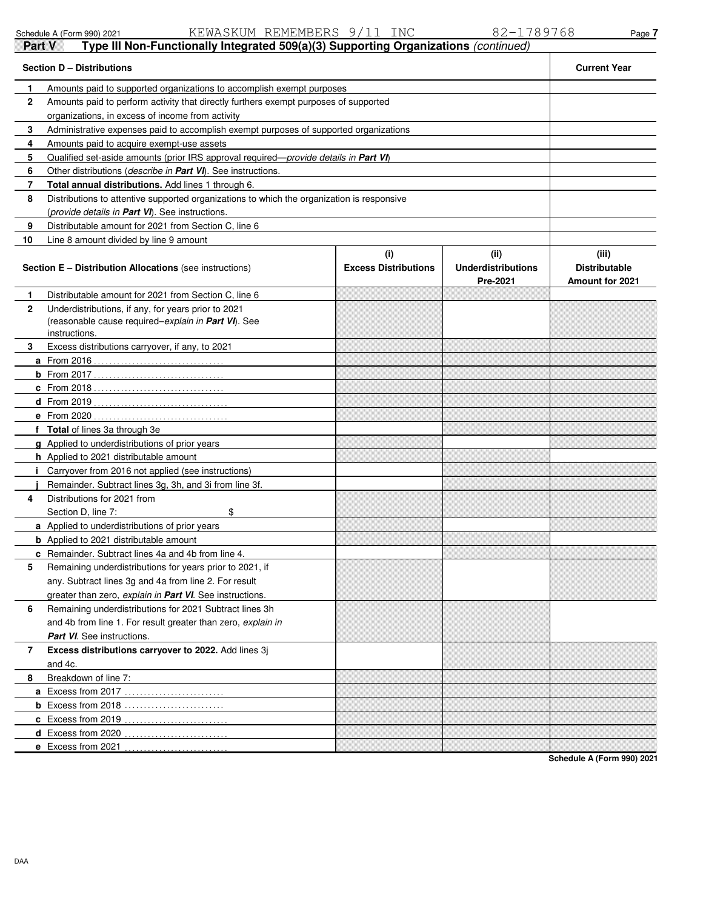Schedule A (Form 990) 2021 KEWASKUM REMEMBERS 9/11 INC 82-1789768

## Part V Type III Non-Functionally Integrated 509(a)(3) Supporting Organizations *(continued)*

| Section D – Distributions | | Current Year |
|---|---|---|
| 1 | Amounts paid to supported organizations to accomplish exempt purposes | |
| 2 | Amounts paid to perform activity that directly furthers exempt purposes of supported organizations, in excess of income from activity | |
| 3 | Administrative expenses paid to accomplish exempt purposes of supported organizations | |
| 4 | Amounts paid to acquire exempt-use assets | |
| 5 | Qualified set-aside amounts (prior IRS approval required—*provide details in **Part VI***) | |
| 6 | Other distributions (*describe in **Part VI***). See instructions. | |
| 7 | **Total annual distributions.** Add lines 1 through 6. | |
| 8 | Distributions to attentive supported organizations to which the organization is responsive (*provide details in **Part VI***). See instructions. | |
| 9 | Distributable amount for 2021 from Section C, line 6 | |
| 10 | Line 8 amount divided by line 9 amount | |

| | Section E – Distribution Allocations (see instructions) | (i) Excess Distributions | (ii) Underdistributions Pre-2021 | (iii) Distributable Amount for 2021 |
|---|---|---|---|---|
| 1 | Distributable amount for 2021 from Section C, line 6 | | | |
| 2 | Underdistributions, if any, for years prior to 2021 (reasonable cause required–*explain in **Part VI***). See instructions. | | | |
| 3 | Excess distributions carryover, if any, to 2021 | | | |
| a | From 2016 | | | |
| b | From 2017 | | | |
| c | From 2018 | | | |
| d | From 2019 | | | |
| e | From 2020 | | | |
| f | **Total** of lines 3a through 3e | | | |
| g | Applied to underdistributions of prior years | | | |
| h | Applied to 2021 distributable amount | | | |
| i | Carryover from 2016 not applied (see instructions) | | | |
| j | Remainder. Subtract lines 3g, 3h, and 3i from line 3f. | | | |
| 4 | Distributions for 2021 from Section D, line 7: $ | | | |
| a | Applied to underdistributions of prior years | | | |
| b | Applied to 2021 distributable amount | | | |
| c | Remainder. Subtract lines 4a and 4b from line 4. | | | |
| 5 | Remaining underdistributions for years prior to 2021, if any. Subtract lines 3g and 4a from line 2. For result greater than zero, *explain in **Part VI***. See instructions. | | | |
| 6 | Remaining underdistributions for 2021 Subtract lines 3h and 4b from line 1. For result greater than zero, *explain in **Part VI***. See instructions. | | | |
| 7 | **Excess distributions carryover to 2022.** Add lines 3j and 4c. | | | |
| 8 | Breakdown of line 7: | | | |
| a | Excess from 2017 | | | |
| b | Excess from 2018 | | | |
| c | Excess from 2019 | | | |
| d | Excess from 2020 | | | |
| e | Excess from 2021 | | | |

Schedule A (Form 990) 2021

DAA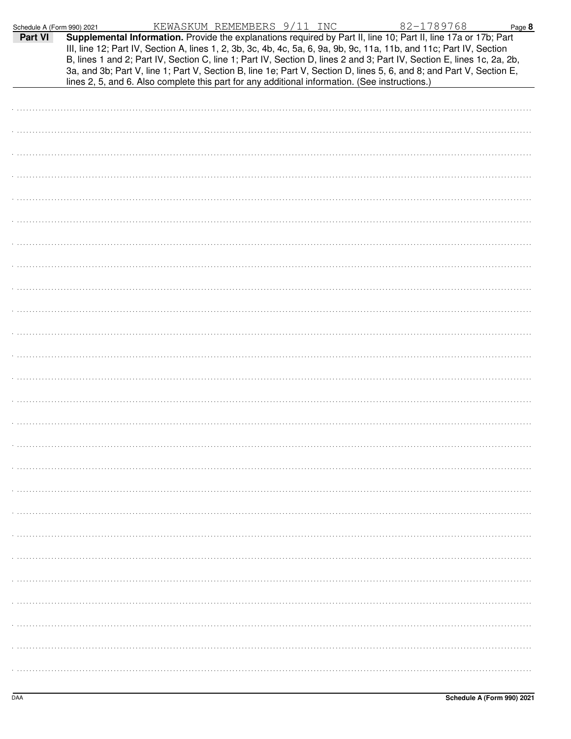Schedule A (Form 990) 2021 KEWASKUM REMEMBERS 9/11 INC 82-1789768 Page **8**

**Part VI** **Supplemental Information.** Provide the explanations required by Part II, line 10; Part II, line 17a or 17b; Part III, line 12; Part IV, Section A, lines 1, 2, 3b, 3c, 4b, 4c, 5a, 6, 9a, 9b, 9c, 11a, 11b, and 11c; Part IV, Section B, lines 1 and 2; Part IV, Section C, line 1; Part IV, Section D, lines 2 and 3; Part IV, Section E, lines 1c, 2a, 2b, 3a, and 3b; Part V, line 1; Part V, Section B, line 1e; Part V, Section D, lines 5, 6, and 8; and Part V, Section E, lines 2, 5, and 6. Also complete this part for any additional information. (See instructions.)

DAA **Schedule A (Form 990) 2021**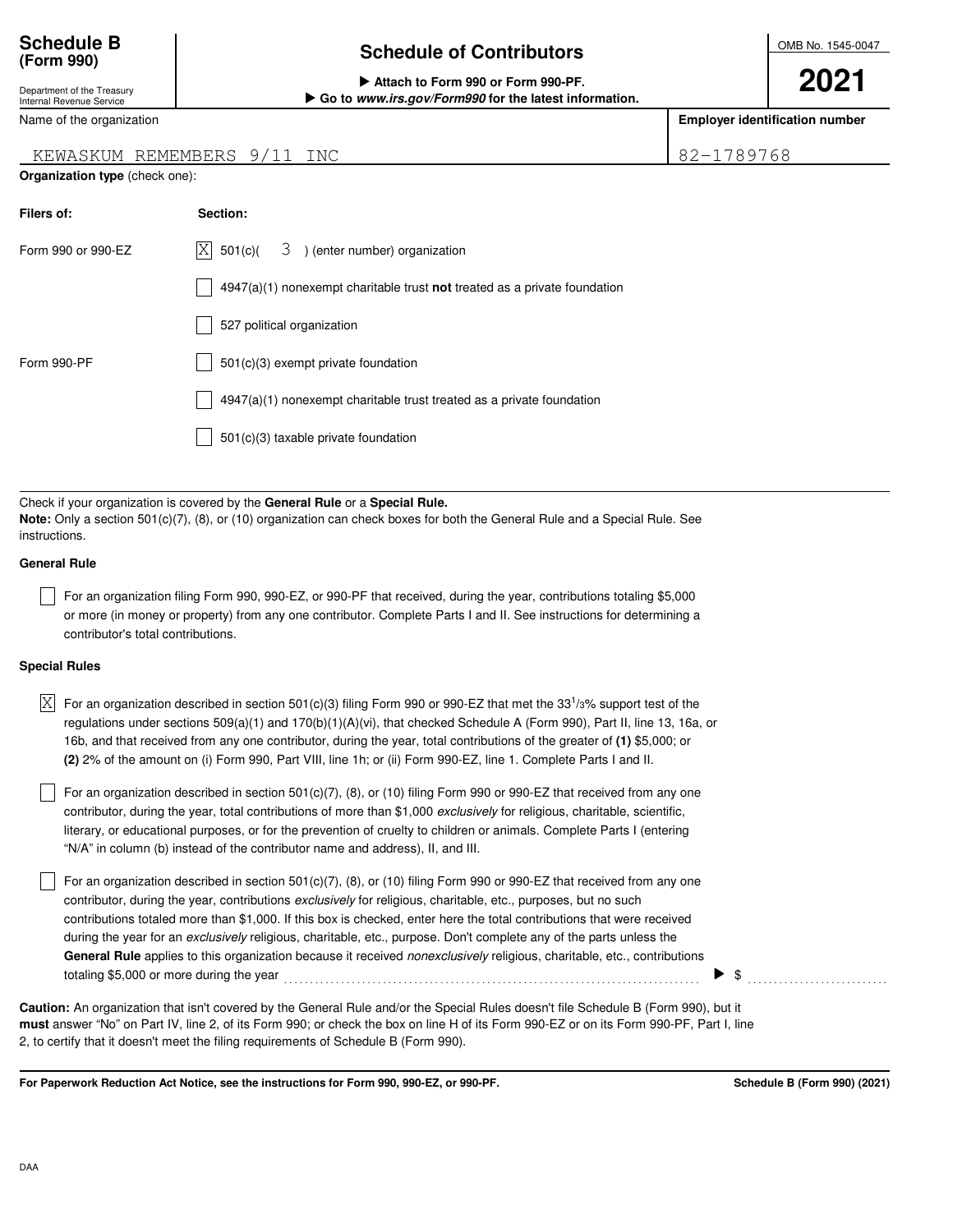**Schedule B**
**(Form 990)**

Department of the Treasury
Internal Revenue Service

# Schedule of Contributors

▶ Attach to Form 990 or Form 990-PF.
▶ Go to *www.irs.gov/Form990* for the latest information.

OMB No. 1545-0047

**2021**

Name of the organization: KEWASKUM REMEMBERS 9/11 INC

**Employer identification number:** 82-1789768

**Organization type** (check one):

| **Filers of:** | **Section:** |
|---|---|
| Form 990 or 990-EZ | [X] 501(c)( 3 ) (enter number) organization |
| | [ ] 4947(a)(1) nonexempt charitable trust **not** treated as a private foundation |
| | [ ] 527 political organization |
| Form 990-PF | [ ] 501(c)(3) exempt private foundation |
| | [ ] 4947(a)(1) nonexempt charitable trust treated as a private foundation |
| | [ ] 501(c)(3) taxable private foundation |

Check if your organization is covered by the **General Rule** or a **Special Rule.**
**Note:** Only a section 501(c)(7), (8), or (10) organization can check boxes for both the General Rule and a Special Rule. See instructions.

**General Rule**

[ ] For an organization filing Form 990, 990-EZ, or 990-PF that received, during the year, contributions totaling $5,000 or more (in money or property) from any one contributor. Complete Parts I and II. See instructions for determining a contributor's total contributions.

**Special Rules**

[X] For an organization described in section 501(c)(3) filing Form 990 or 990-EZ that met the $33\frac{1}{3}$% support test of the regulations under sections 509(a)(1) and 170(b)(1)(A)(vi), that checked Schedule A (Form 990), Part II, line 13, 16a, or 16b, and that received from any one contributor, during the year, total contributions of the greater of **(1)** $5,000; or **(2)** 2% of the amount on (i) Form 990, Part VIII, line 1h; or (ii) Form 990-EZ, line 1. Complete Parts I and II.

[ ] For an organization described in section 501(c)(7), (8), or (10) filing Form 990 or 990-EZ that received from any one contributor, during the year, total contributions of more than $1,000 *exclusively* for religious, charitable, scientific, literary, or educational purposes, or for the prevention of cruelty to children or animals. Complete Parts I (entering "N/A" in column (b) instead of the contributor name and address), II, and III.

[ ] For an organization described in section 501(c)(7), (8), or (10) filing Form 990 or 990-EZ that received from any one contributor, during the year, contributions *exclusively* for religious, charitable, etc., purposes, but no such contributions totaled more than $1,000. If this box is checked, enter here the total contributions that were received during the year for an *exclusively* religious, charitable, etc., purpose. Don't complete any of the parts unless the **General Rule** applies to this organization because it received *nonexclusively* religious, charitable, etc., contributions totaling $5,000 or more during the year ▶ $ ..........

**Caution:** An organization that isn't covered by the General Rule and/or the Special Rules doesn't file Schedule B (Form 990), but it **must** answer "No" on Part IV, line 2, of its Form 990; or check the box on line H of its Form 990-EZ or on its Form 990-PF, Part I, line 2, to certify that it doesn't meet the filing requirements of Schedule B (Form 990).

**For Paperwork Reduction Act Notice, see the instructions for Form 990, 990-EZ, or 990-PF.** **Schedule B (Form 990) (2021)**

DAA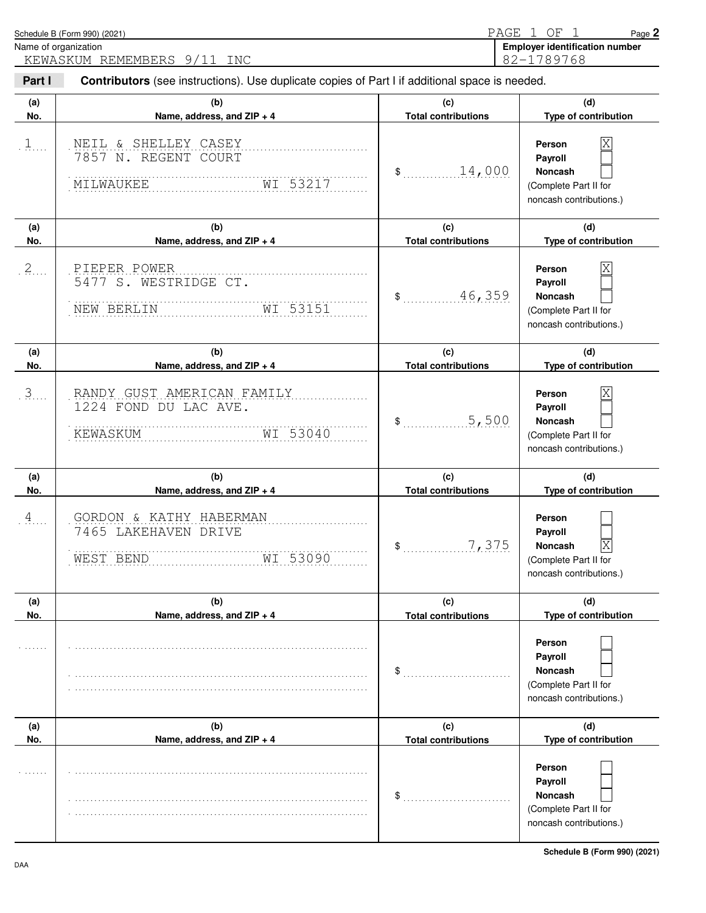Schedule B (Form 990) (2021)

PAGE 1 OF 1

Name of organization: KEWASKUM REMEMBERS 9/11 INC

**Employer identification number**: 82-1789768

**Part I** **Contributors** (see instructions). Use duplicate copies of Part I if additional space is needed.

| (a) No. | (b) Name, address, and ZIP + 4 | (c) Total contributions | (d) Type of contribution |
|---|---|---|---|
| 1 | NEIL & SHELLEY CASEY<br>7857 N. REGENT COURT<br>MILWAUKEE WI 53217 | $ 14,000 | Person [X]<br>Payroll [ ]<br>Noncash [ ]<br>(Complete Part II for noncash contributions.) |
| 2 | PIEPER POWER<br>5477 S. WESTRIDGE CT.<br>NEW BERLIN WI 53151 | $ 46,359 | Person [X]<br>Payroll [ ]<br>Noncash [ ]<br>(Complete Part II for noncash contributions.) |
| 3 | RANDY GUST AMERICAN FAMILY<br>1224 FOND DU LAC AVE.<br>KEWASKUM WI 53040 | $ 5,500 | Person [X]<br>Payroll [ ]<br>Noncash [ ]<br>(Complete Part II for noncash contributions.) |
| 4 | GORDON & KATHY HABERMAN<br>7465 LAKEHAVEN DRIVE<br>WEST BEND WI 53090 | $ 7,375 | Person [ ]<br>Payroll [ ]<br>Noncash [X]<br>(Complete Part II for noncash contributions.) |
| | | $ | Person [ ]<br>Payroll [ ]<br>Noncash [ ]<br>(Complete Part II for noncash contributions.) |
| | | $ | Person [ ]<br>Payroll [ ]<br>Noncash [ ]<br>(Complete Part II for noncash contributions.) |

Schedule B (Form 990) (2021)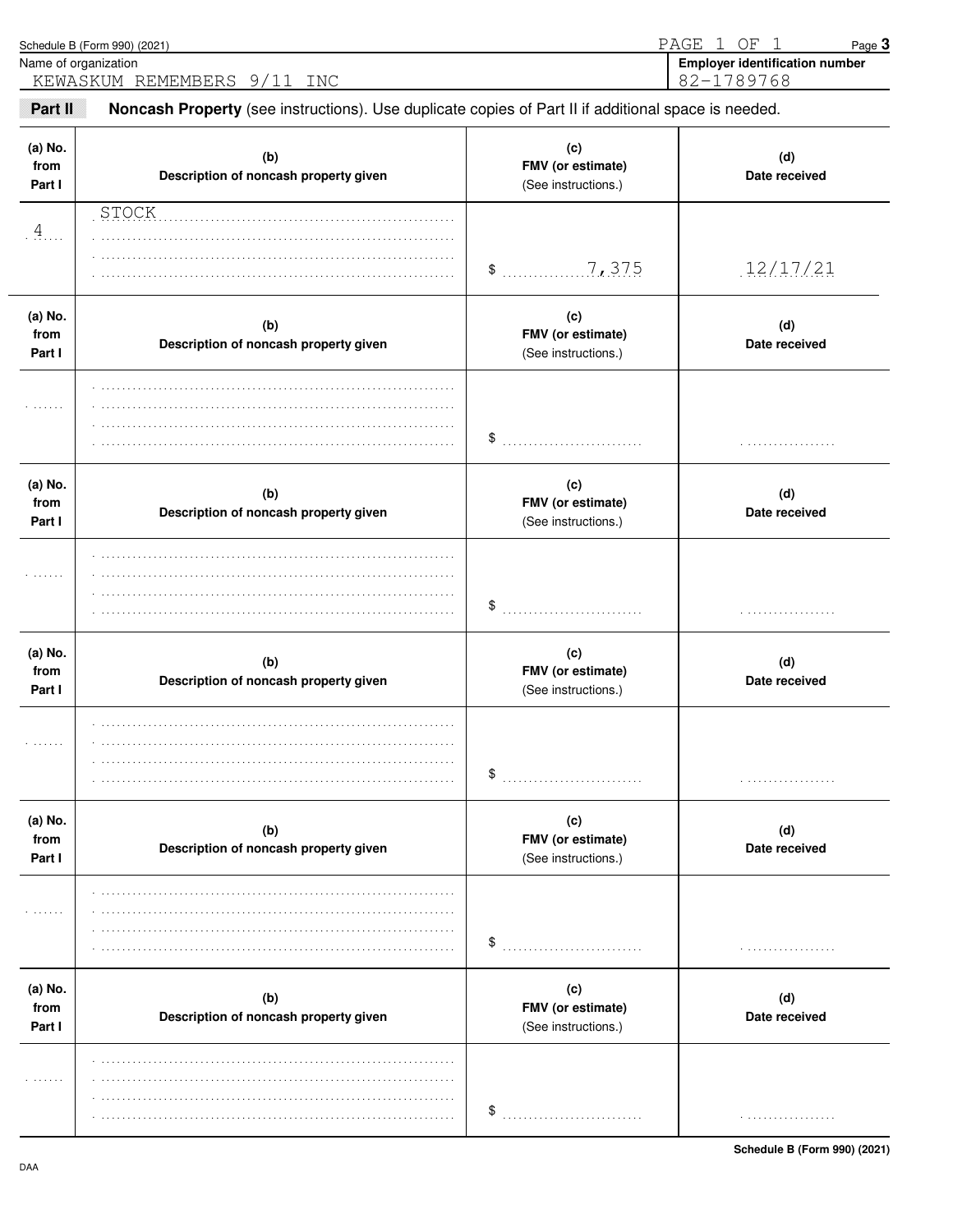Schedule B (Form 990) (2021) PAGE 1 OF 1 Page **3**

Name of organization: KEWASKUM REMEMBERS 9/11 INC

**Employer identification number** 82-1789768

**Part II** **Noncash Property** (see instructions). Use duplicate copies of Part II if additional space is needed.

| (a) No. from Part I | (b) Description of noncash property given | (c) FMV (or estimate) (See instructions.) | (d) Date received |
|---|---|---|---|
| 4 | STOCK | $ 7,375 | 12/17/21 |

| (a) No. from Part I | (b) Description of noncash property given | (c) FMV (or estimate) (See instructions.) | (d) Date received |
|---|---|---|---|
| | | $ | |

| (a) No. from Part I | (b) Description of noncash property given | (c) FMV (or estimate) (See instructions.) | (d) Date received |
|---|---|---|---|
| | | $ | |

| (a) No. from Part I | (b) Description of noncash property given | (c) FMV (or estimate) (See instructions.) | (d) Date received |
|---|---|---|---|
| | | $ | |

| (a) No. from Part I | (b) Description of noncash property given | (c) FMV (or estimate) (See instructions.) | (d) Date received |
|---|---|---|---|
| | | $ | |

| (a) No. from Part I | (b) Description of noncash property given | (c) FMV (or estimate) (See instructions.) | (d) Date received |
|---|---|---|---|
| | | $ | |

**Schedule B (Form 990) (2021)**

DAA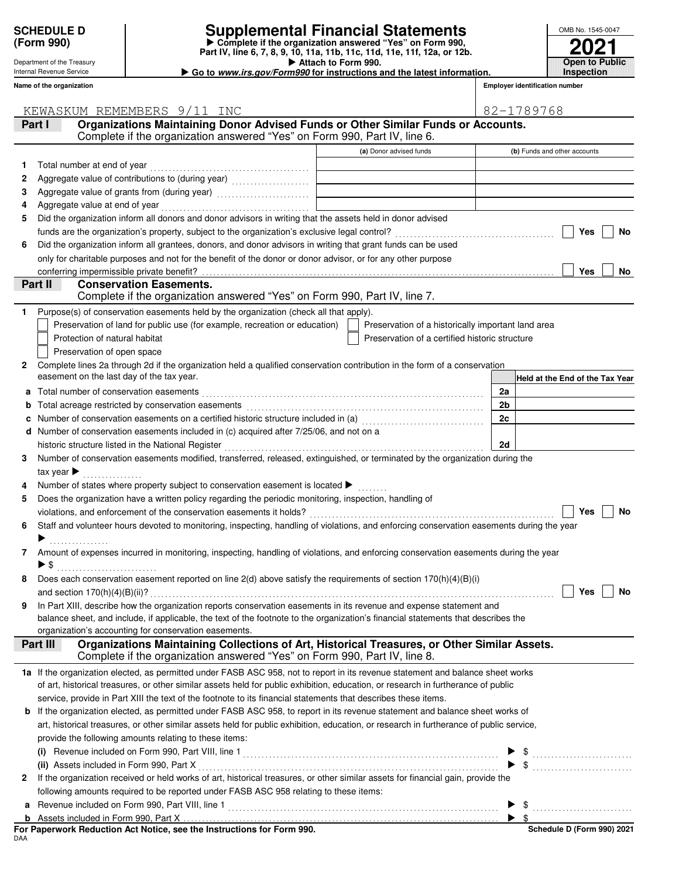**SCHEDULE D (Form 990)**

Department of the Treasury
Internal Revenue Service

# Supplemental Financial Statements

▶ Complete if the organization answered "Yes" on Form 990, Part IV, line 6, 7, 8, 9, 10, 11a, 11b, 11c, 11d, 11e, 11f, 12a, or 12b.
▶ Attach to Form 990.
▶ Go to *www.irs.gov/Form990* for instructions and the latest information.

OMB No. 1545-0047

**2021**

**Open to Public Inspection**

**Name of the organization**: KEWASKUM REMEMBERS 9/11 INC

**Employer identification number**: 82-1789768

## Part I Organizations Maintaining Donor Advised Funds or Other Similar Funds or Accounts.

Complete if the organization answered "Yes" on Form 990, Part IV, line 6.

| | | (a) Donor advised funds | (b) Funds and other accounts |
|---|---|---|---|
| 1 | Total number at end of year | | |
| 2 | Aggregate value of contributions to (during year) | | |
| 3 | Aggregate value of grants from (during year) | | |
| 4 | Aggregate value at end of year | | |

5 Did the organization inform all donors and donor advisors in writing that the assets held in donor advised funds are the organization's property, subject to the organization's exclusive legal control? ☐ Yes ☐ No

6 Did the organization inform all grantees, donors, and donor advisors in writing that grant funds can be used only for charitable purposes and not for the benefit of the donor or donor advisor, or for any other purpose conferring impermissible private benefit? ☐ Yes ☐ No

## Part II Conservation Easements.

Complete if the organization answered "Yes" on Form 990, Part IV, line 7.

1 Purpose(s) of conservation easements held by the organization (check all that apply).

- ☐ Preservation of land for public use (for example, recreation or education)
- ☐ Protection of natural habitat
- ☐ Preservation of open space
- ☐ Preservation of a historically important land area
- ☐ Preservation of a certified historic structure

2 Complete lines 2a through 2d if the organization held a qualified conservation contribution in the form of a conservation easement on the last day of the tax year.

| | | | Held at the End of the Tax Year |
|---|---|---|---|
| a | Total number of conservation easements | 2a | |
| b | Total acreage restricted by conservation easements | 2b | |
| c | Number of conservation easements on a certified historic structure included in (a) | 2c | |
| d | Number of conservation easements included in (c) acquired after 7/25/06, and not on a historic structure listed in the National Register | 2d | |

3 Number of conservation easements modified, transferred, released, extinguished, or terminated by the organization during the tax year ▶

4 Number of states where property subject to conservation easement is located ▶

5 Does the organization have a written policy regarding the periodic monitoring, inspection, handling of violations, and enforcement of the conservation easements it holds? ☐ Yes ☐ No

6 Staff and volunteer hours devoted to monitoring, inspecting, handling of violations, and enforcing conservation easements during the year ▶

7 Amount of expenses incurred in monitoring, inspecting, handling of violations, and enforcing conservation easements during the year ▶ $

8 Does each conservation easement reported on line 2(d) above satisfy the requirements of section 170(h)(4)(B)(i) and section 170(h)(4)(B)(ii)? ☐ Yes ☐ No

9 In Part XIII, describe how the organization reports conservation easements in its revenue and expense statement and balance sheet, and include, if applicable, the text of the footnote to the organization's financial statements that describes the organization's accounting for conservation easements.

## Part III Organizations Maintaining Collections of Art, Historical Treasures, or Other Similar Assets.

Complete if the organization answered "Yes" on Form 990, Part IV, line 8.

**1a** If the organization elected, as permitted under FASB ASC 958, not to report in its revenue statement and balance sheet works of art, historical treasures, or other similar assets held for public exhibition, education, or research in furtherance of public service, provide in Part XIII the text of the footnote to its financial statements that describes these items.

**b** If the organization elected, as permitted under FASB ASC 958, to report in its revenue statement and balance sheet works of art, historical treasures, or other similar assets held for public exhibition, education, or research in furtherance of public service, provide the following amounts relating to these items:

(i) Revenue included on Form 990, Part VIII, line 1 ▶ $

(ii) Assets included in Form 990, Part X ▶ $

**2** If the organization received or held works of art, historical treasures, or other similar assets for financial gain, provide the following amounts required to be reported under FASB ASC 958 relating to these items:

**a** Revenue included on Form 990, Part VIII, line 1 ▶ $

**b** Assets included in Form 990, Part X ▶ $

**For Paperwork Reduction Act Notice, see the Instructions for Form 990.**

DAA

Schedule D (Form 990) 2021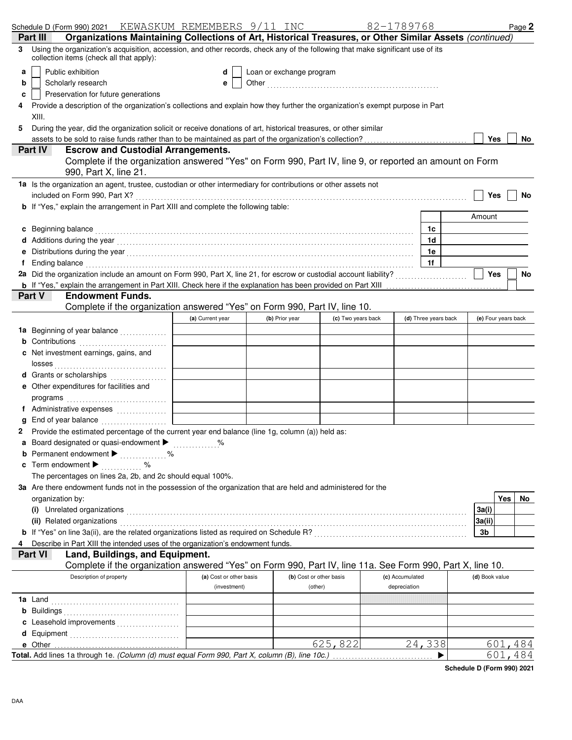Schedule D (Form 990) 2021 KEWASKUM REMEMBERS 9/11 INC 82-1789768 Page 2

## Part III Organizations Maintaining Collections of Art, Historical Treasures, or Other Similar Assets *(continued)*

**3** Using the organization's acquisition, accession, and other records, check any of the following that make significant use of its collection items (check all that apply):

- **a** ☐ Public exhibition
- **b** ☐ Scholarly research
- **c** ☐ Preservation for future generations
- **d** ☐ Loan or exchange program
- **e** ☐ Other

**4** Provide a description of the organization's collections and explain how they further the organization's exempt purpose in Part XIII.

**5** During the year, did the organization solicit or receive donations of art, historical treasures, or other similar assets to be sold to raise funds rather than to be maintained as part of the organization's collection? ☐ Yes ☐ No

## Part IV Escrow and Custodial Arrangements.

Complete if the organization answered "Yes" on Form 990, Part IV, line 9, or reported an amount on Form 990, Part X, line 21.

**1a** Is the organization an agent, trustee, custodian or other intermediary for contributions or other assets not included on Form 990, Part X? ☐ Yes ☐ No

**b** If "Yes," explain the arrangement in Part XIII and complete the following table:

| | | Amount |
|---|---|---|
| **c** Beginning balance | 1c | |
| **d** Additions during the year | 1d | |
| **e** Distributions during the year | 1e | |
| **f** Ending balance | 1f | |

**2a** Did the organization include an amount on Form 990, Part X, line 21, for escrow or custodial account liability? ☐ Yes ☐ No

**b** If "Yes," explain the arrangement in Part XIII. Check here if the explanation has been provided on Part XIII ☐

## Part V Endowment Funds.

Complete if the organization answered "Yes" on Form 990, Part IV, line 10.

| | (a) Current year | (b) Prior year | (c) Two years back | (d) Three years back | (e) Four years back |
|---|---|---|---|---|---|
| **1a** Beginning of year balance | | | | | |
| **b** Contributions | | | | | |
| **c** Net investment earnings, gains, and losses | | | | | |
| **d** Grants or scholarships | | | | | |
| **e** Other expenditures for facilities and programs | | | | | |
| **f** Administrative expenses | | | | | |
| **g** End of year balance | | | | | |

**2** Provide the estimated percentage of the current year end balance (line 1g, column (a)) held as:

- **a** Board designated or quasi-endowment ▶ %
- **b** Permanent endowment ▶ %
- **c** Term endowment ▶ %

The percentages on lines 2a, 2b, and 2c should equal 100%.

**3a** Are there endowment funds not in the possession of the organization that are held and administered for the organization by:

| | | Yes | No |
|---|---|---|---|
| **(i)** Unrelated organizations | 3a(i) | | |
| **(ii)** Related organizations | 3a(ii) | | |
| **b** If "Yes" on line 3a(ii), are the related organizations listed as required on Schedule R? | 3b | | |

**4** Describe in Part XIII the intended uses of the organization's endowment funds.

## Part VI Land, Buildings, and Equipment.

Complete if the organization answered "Yes" on Form 990, Part IV, line 11a. See Form 990, Part X, line 10.

| Description of property | (a) Cost or other basis (investment) | (b) Cost or other basis (other) | (c) Accumulated depreciation | (d) Book value |
|---|---|---|---|---|
| **1a** Land | | | | |
| **b** Buildings | | | | |
| **c** Leasehold improvements | | | | |
| **d** Equipment | | | | |
| **e** Other | | 625,822 | 24,338 | 601,484 |
| **Total.** Add lines 1a through 1e. *(Column (d) must equal Form 990, Part X, column (B), line 10c.)* ▶ | | | | 601,484 |

Schedule D (Form 990) 2021

DAA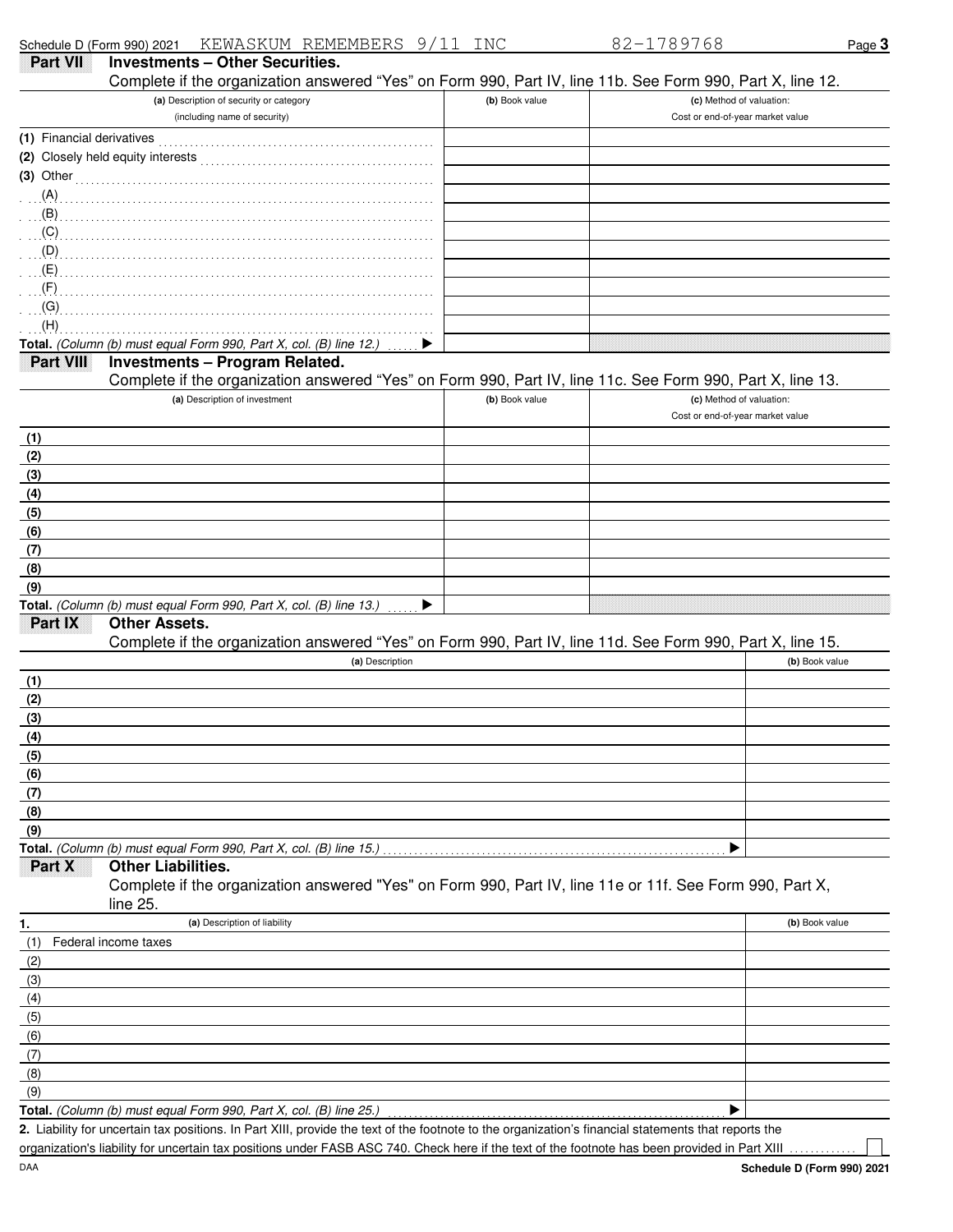Schedule D (Form 990) 2021 KEWASKUM REMEMBERS 9/11 INC 82-1789768

## Part VII Investments – Other Securities.

Complete if the organization answered "Yes" on Form 990, Part IV, line 11b. See Form 990, Part X, line 12.

| (a) Description of security or category (including name of security) | (b) Book value | (c) Method of valuation: Cost or end-of-year market value |
|---|---|---|
| (1) Financial derivatives | | |
| (2) Closely held equity interests | | |
| (3) Other | | |
| (A) | | |
| (B) | | |
| (C) | | |
| (D) | | |
| (E) | | |
| (F) | | |
| (G) | | |
| (H) | | |
| **Total.** *(Column (b) must equal Form 990, Part X, col. (B) line 12.)* ▶ | | |

## Part VIII Investments – Program Related.

Complete if the organization answered "Yes" on Form 990, Part IV, line 11c. See Form 990, Part X, line 13.

| (a) Description of investment | (b) Book value | (c) Method of valuation: Cost or end-of-year market value |
|---|---|---|
| (1) | | |
| (2) | | |
| (3) | | |
| (4) | | |
| (5) | | |
| (6) | | |
| (7) | | |
| (8) | | |
| (9) | | |
| **Total.** *(Column (b) must equal Form 990, Part X, col. (B) line 13.)* ▶ | | |

## Part IX Other Assets.

Complete if the organization answered "Yes" on Form 990, Part IV, line 11d. See Form 990, Part X, line 15.

| (a) Description | (b) Book value |
|---|---|
| (1) | |
| (2) | |
| (3) | |
| (4) | |
| (5) | |
| (6) | |
| (7) | |
| (8) | |
| (9) | |
| **Total.** *(Column (b) must equal Form 990, Part X, col. (B) line 15.)* ▶ | |

## Part X Other Liabilities.

Complete if the organization answered "Yes" on Form 990, Part IV, line 11e or 11f. See Form 990, Part X, line 25.

| 1. (a) Description of liability | (b) Book value |
|---|---|
| (1) Federal income taxes | |
| (2) | |
| (3) | |
| (4) | |
| (5) | |
| (6) | |
| (7) | |
| (8) | |
| (9) | |
| **Total.** *(Column (b) must equal Form 990, Part X, col. (B) line 25.)* ▶ | |

**2.** Liability for uncertain tax positions. In Part XIII, provide the text of the footnote to the organization's financial statements that reports the organization's liability for uncertain tax positions under FASB ASC 740. Check here if the text of the footnote has been provided in Part XIII ☐

DAA **Schedule D (Form 990) 2021**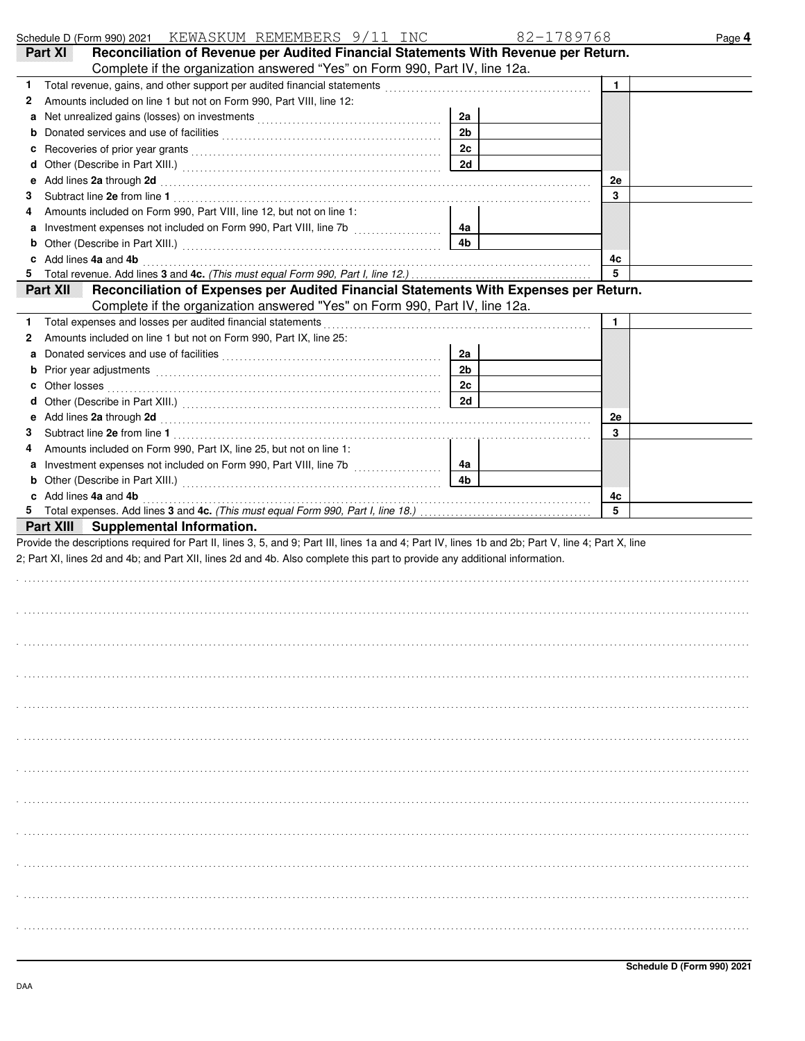Schedule D (Form 990) 2021 KEWASKUM REMEMBERS 9/11 INC 82-1789768 Page **4**

## Part XI Reconciliation of Revenue per Audited Financial Statements With Revenue per Return.

Complete if the organization answered "Yes" on Form 990, Part IV, line 12a.

| | | | | | |
|---|---|---|---|---|---|
| **1** | Total revenue, gains, and other support per audited financial statements | | | 1 | |
| **2** | Amounts included on line 1 but not on Form 990, Part VIII, line 12: | | | | |
| **a** | Net unrealized gains (losses) on investments | 2a | | | |
| **b** | Donated services and use of facilities | 2b | | | |
| **c** | Recoveries of prior year grants | 2c | | | |
| **d** | Other (Describe in Part XIII.) | 2d | | | |
| **e** | Add lines **2a** through **2d** | | | 2e | |
| **3** | Subtract line **2e** from line **1** | | | 3 | |
| **4** | Amounts included on Form 990, Part VIII, line 12, but not on line 1: | | | | |
| **a** | Investment expenses not included on Form 990, Part VIII, line 7b | 4a | | | |
| **b** | Other (Describe in Part XIII.) | 4b | | | |
| **c** | Add lines **4a** and **4b** | | | 4c | |
| **5** | Total revenue. Add lines **3** and **4c.** *(This must equal Form 990, Part I, line 12.)* | | | 5 | |

## Part XII Reconciliation of Expenses per Audited Financial Statements With Expenses per Return.

Complete if the organization answered "Yes" on Form 990, Part IV, line 12a.

| | | | | | |
|---|---|---|---|---|---|
| **1** | Total expenses and losses per audited financial statements | | | 1 | |
| **2** | Amounts included on line 1 but not on Form 990, Part IX, line 25: | | | | |
| **a** | Donated services and use of facilities | 2a | | | |
| **b** | Prior year adjustments | 2b | | | |
| **c** | Other losses | 2c | | | |
| **d** | Other (Describe in Part XIII.) | 2d | | | |
| **e** | Add lines **2a** through **2d** | | | 2e | |
| **3** | Subtract line **2e** from line **1** | | | 3 | |
| **4** | Amounts included on Form 990, Part IX, line 25, but not on line 1: | | | | |
| **a** | Investment expenses not included on Form 990, Part VIII, line 7b | 4a | | | |
| **b** | Other (Describe in Part XIII.) | 4b | | | |
| **c** | Add lines **4a** and **4b** | | | 4c | |
| **5** | Total expenses. Add lines **3** and **4c.** *(This must equal Form 990, Part I, line 18.)* | | | 5 | |

## Part XIII Supplemental Information.

Provide the descriptions required for Part II, lines 3, 5, and 9; Part III, lines 1a and 4; Part IV, lines 1b and 2b; Part V, line 4; Part X, line 2; Part XI, lines 2d and 4b; and Part XII, lines 2d and 4b. Also complete this part to provide any additional information.

Schedule D (Form 990) 2021

DAA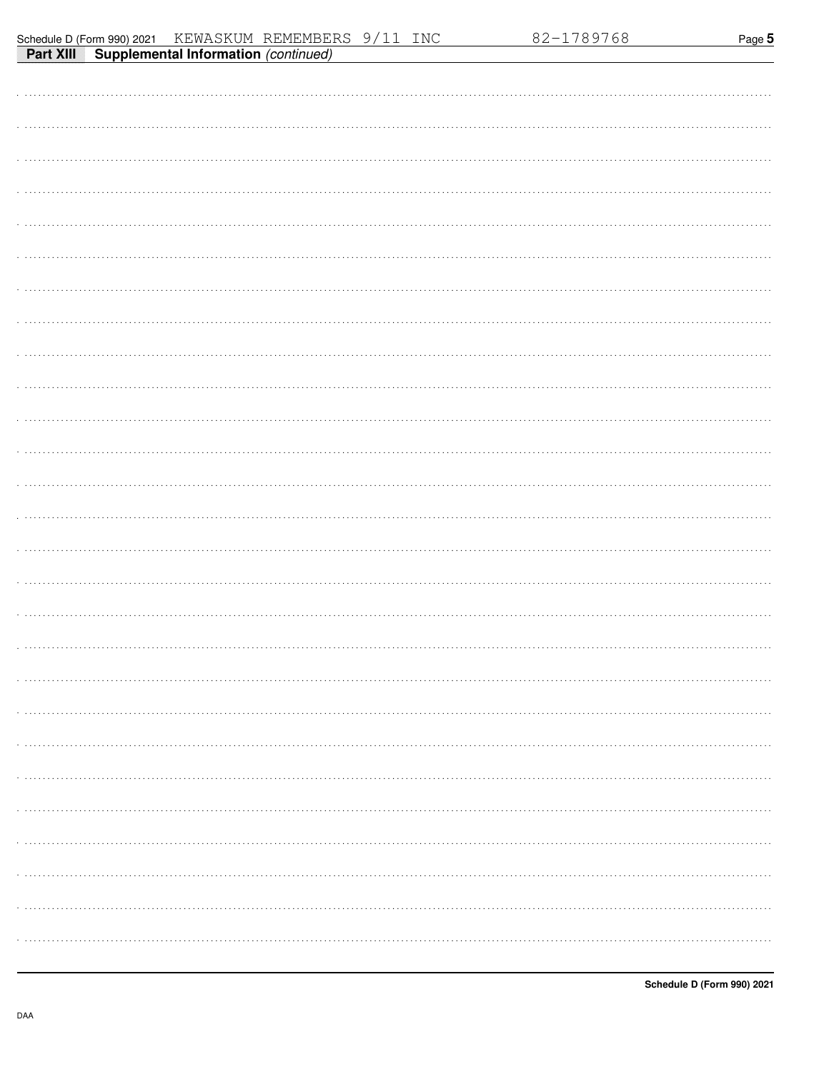Schedule D (Form 990) 2021 KEWASKUM REMEMBERS 9/11 INC 82-1789768

**Part XIII Supplemental Information** *(continued)*

**Schedule D (Form 990) 2021**

DAA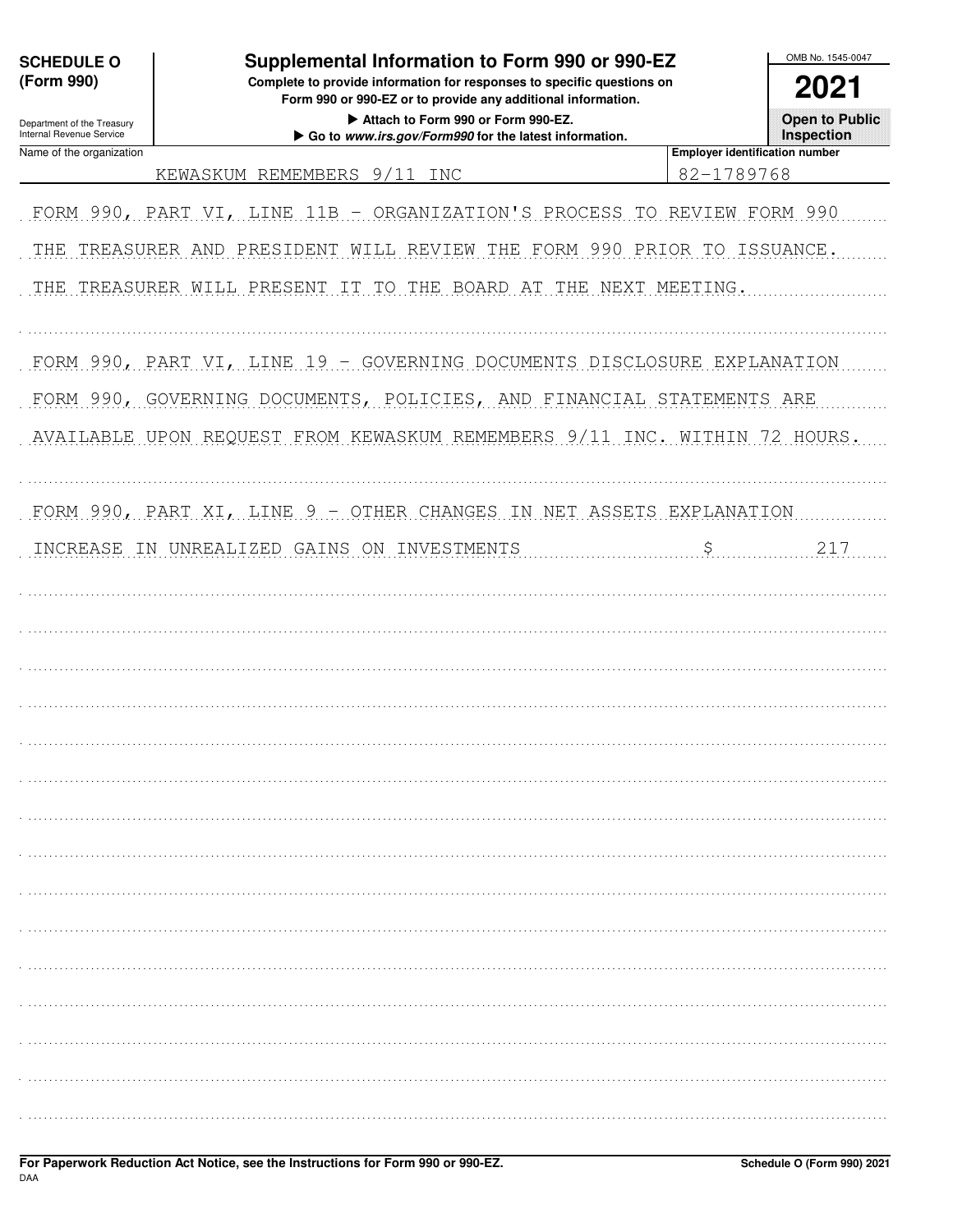**SCHEDULE O (Form 990)**

Department of the Treasury
Internal Revenue Service

# Supplemental Information to Form 990 or 990-EZ

**Complete to provide information for responses to specific questions on Form 990 or 990-EZ or to provide any additional information.**

**▶ Attach to Form 990 or Form 990-EZ.**

**▶ Go to *www.irs.gov/Form990* for the latest information.**

OMB No. 1545-0047

**2021**

**Open to Public Inspection**

| Name of the organization | Employer identification number |
|---|---|
| KEWASKUM REMEMBERS 9/11 INC | 82-1789768 |

FORM 990, PART VI, LINE 11B - ORGANIZATION'S PROCESS TO REVIEW FORM 990

THE TREASURER AND PRESIDENT WILL REVIEW THE FORM 990 PRIOR TO ISSUANCE.

THE TREASURER WILL PRESENT IT TO THE BOARD AT THE NEXT MEETING.

FORM 990, PART VI, LINE 19 - GOVERNING DOCUMENTS DISCLOSURE EXPLANATION

FORM 990, GOVERNING DOCUMENTS, POLICIES, AND FINANCIAL STATEMENTS ARE

AVAILABLE UPON REQUEST FROM KEWASKUM REMEMBERS 9/11 INC. WITHIN 72 HOURS.

FORM 990, PART XI, LINE 9 - OTHER CHANGES IN NET ASSETS EXPLANATION

INCREASE IN UNREALIZED GAINS ON INVESTMENTS $ 217

**For Paperwork Reduction Act Notice, see the Instructions for Form 990 or 990-EZ.**

DAA

**Schedule O (Form 990) 2021**